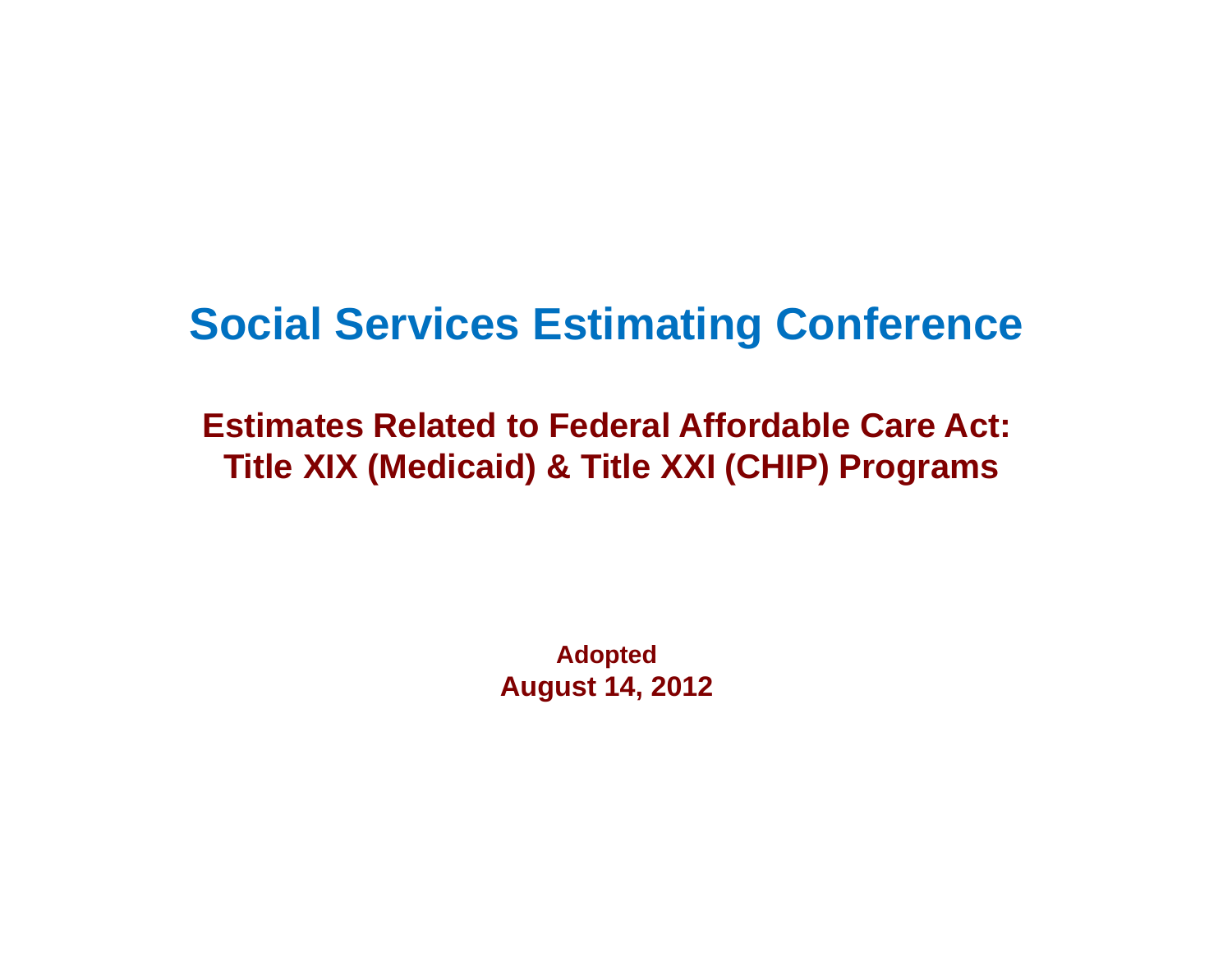# Social Services Estimating Conference

## Estimates Related to Federal Affordable Care Act: Title XIX (Medicaid) & Title XXI (CHIP) Programs

**Adopted**
**August 14, 2012**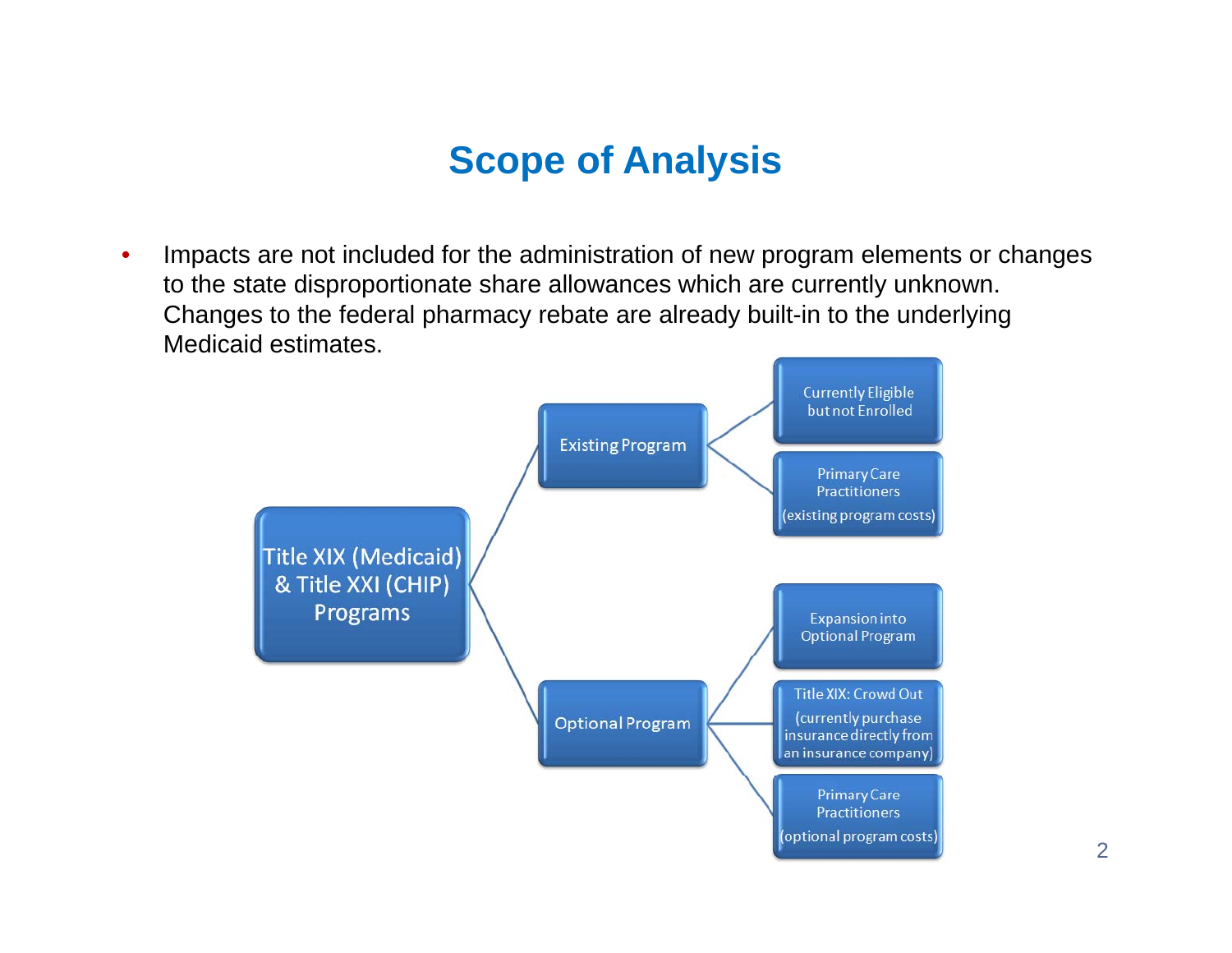# Scope of Analysis

- Impacts are not included for the administration of new program elements or changes to the state disproportionate share allowances which are currently unknown. Changes to the federal pharmacy rebate are already built-in to the underlying Medicaid estimates.

- Title XIX (Medicaid) & Title XXI (CHIP) Programs
  - Existing Program
    - Currently Eligible but not Enrolled
    - Primary Care Practitioners (existing program costs)
  - Optional Program
    - Expansion into Optional Program
    - Title XIX: Crowd Out (currently purchase insurance directly from an insurance company)
    - Primary Care Practitioners (optional program costs)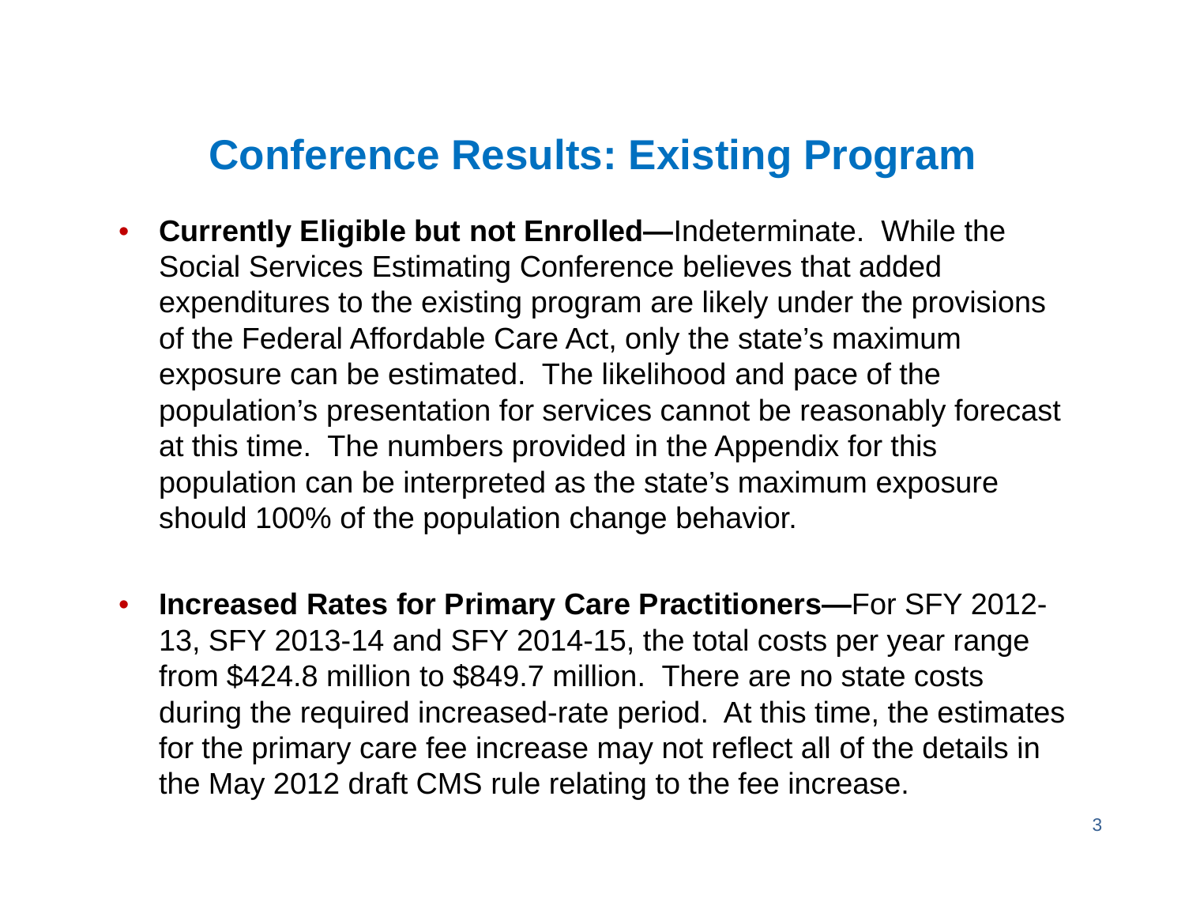# Conference Results: Existing Program

- **Currently Eligible but not Enrolled—**Indeterminate. While the Social Services Estimating Conference believes that added expenditures to the existing program are likely under the provisions of the Federal Affordable Care Act, only the state's maximum exposure can be estimated. The likelihood and pace of the population's presentation for services cannot be reasonably forecast at this time. The numbers provided in the Appendix for this population can be interpreted as the state's maximum exposure should 100% of the population change behavior.

- **Increased Rates for Primary Care Practitioners—**For SFY 2012-13, SFY 2013-14 and SFY 2014-15, the total costs per year range from $424.8 million to $849.7 million. There are no state costs during the required increased-rate period. At this time, the estimates for the primary care fee increase may not reflect all of the details in the May 2012 draft CMS rule relating to the fee increase.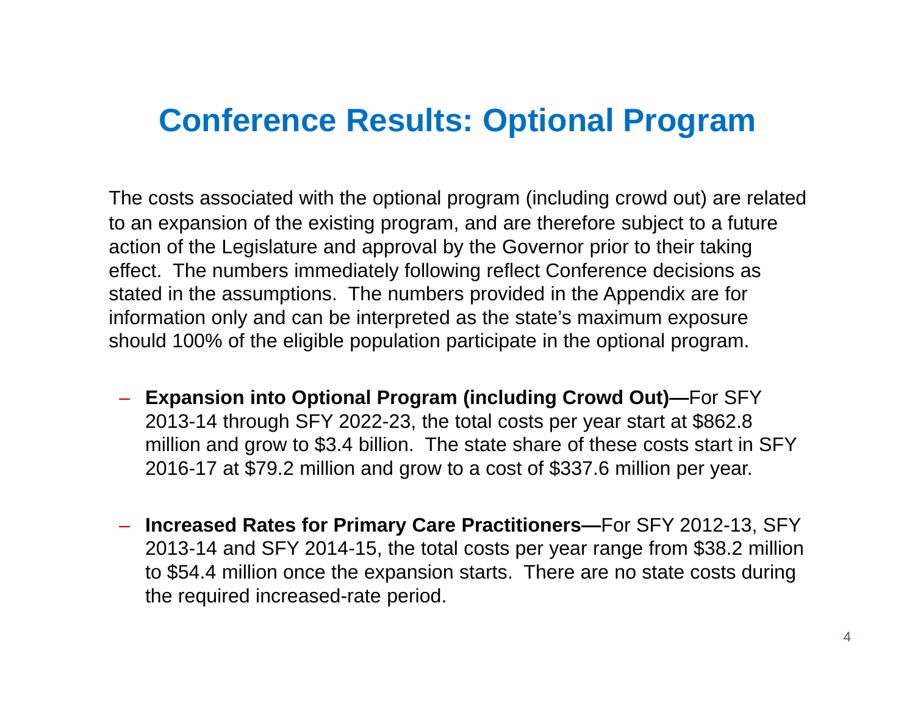# Conference Results: Optional Program

The costs associated with the optional program (including crowd out) are related to an expansion of the existing program, and are therefore subject to a future action of the Legislature and approval by the Governor prior to their taking effect. The numbers immediately following reflect Conference decisions as stated in the assumptions. The numbers provided in the Appendix are for information only and can be interpreted as the state's maximum exposure should 100% of the eligible population participate in the optional program.

- **Expansion into Optional Program (including Crowd Out)—**For SFY 2013-14 through SFY 2022-23, the total costs per year start at $862.8 million and grow to $3.4 billion. The state share of these costs start in SFY 2016-17 at $79.2 million and grow to a cost of $337.6 million per year.

- **Increased Rates for Primary Care Practitioners—**For SFY 2012-13, SFY 2013-14 and SFY 2014-15, the total costs per year range from $38.2 million to $54.4 million once the expansion starts. There are no state costs during the required increased-rate period.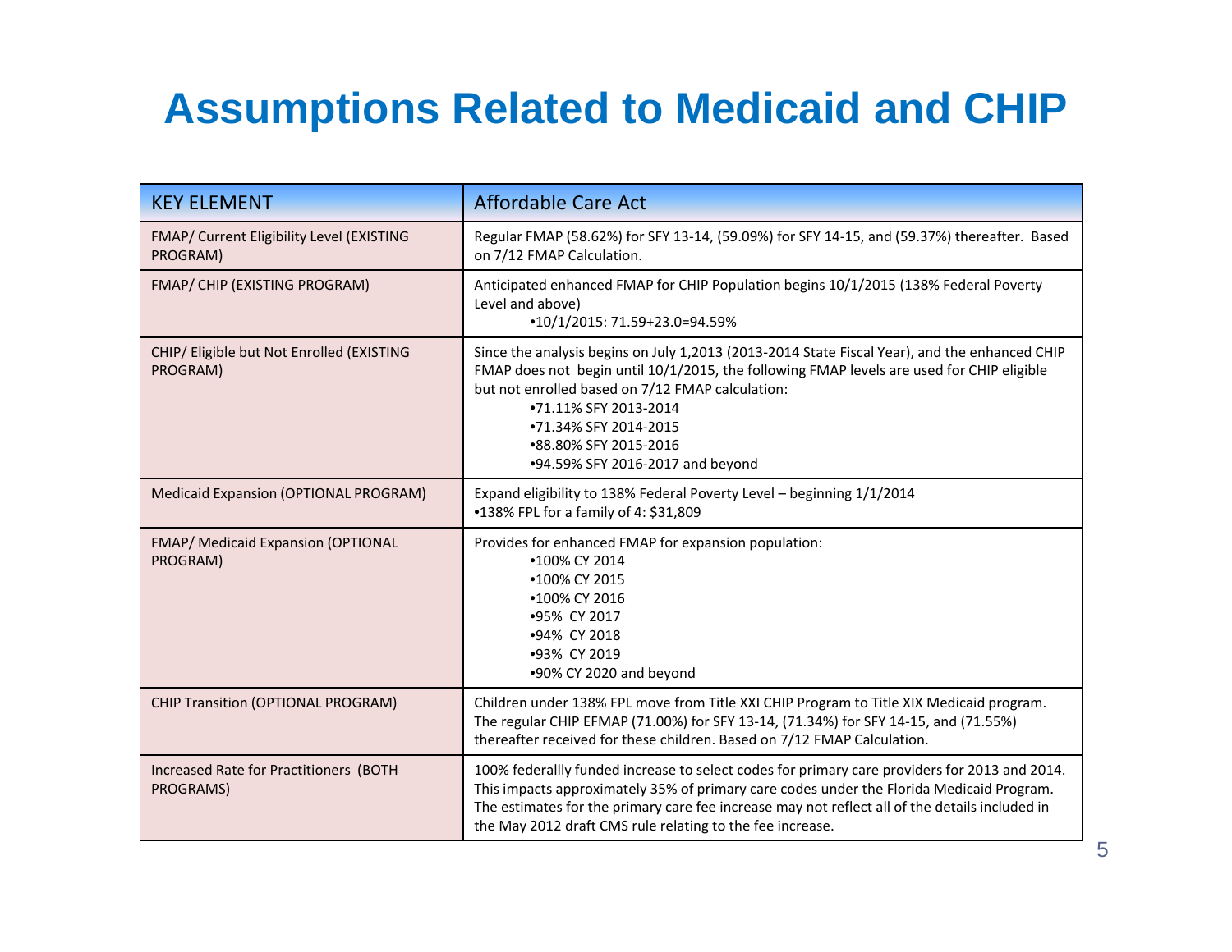# Assumptions Related to Medicaid and CHIP

| KEY ELEMENT | Affordable Care Act |
| --- | --- |
| FMAP/ Current Eligibility Level (EXISTING PROGRAM) | Regular FMAP (58.62%) for SFY 13-14, (59.09%) for SFY 14-15, and (59.37%) thereafter. Based on 7/12 FMAP Calculation. |
| FMAP/ CHIP (EXISTING PROGRAM) | Anticipated enhanced FMAP for CHIP Population begins 10/1/2015 (138% Federal Poverty Level and above)<br>•10/1/2015: 71.59+23.0=94.59% |
| CHIP/ Eligible but Not Enrolled (EXISTING PROGRAM) | Since the analysis begins on July 1,2013 (2013-2014 State Fiscal Year), and the enhanced CHIP FMAP does not begin until 10/1/2015, the following FMAP levels are used for CHIP eligible but not enrolled based on 7/12 FMAP calculation:<br>•71.11% SFY 2013-2014<br>•71.34% SFY 2014-2015<br>•88.80% SFY 2015-2016<br>•94.59% SFY 2016-2017 and beyond |
| Medicaid Expansion (OPTIONAL PROGRAM) | Expand eligibility to 138% Federal Poverty Level – beginning 1/1/2014<br>•138% FPL for a family of 4: $31,809 |
| FMAP/ Medicaid Expansion (OPTIONAL PROGRAM) | Provides for enhanced FMAP for expansion population:<br>•100% CY 2014<br>•100% CY 2015<br>•100% CY 2016<br>•95% CY 2017<br>•94% CY 2018<br>•93% CY 2019<br>•90% CY 2020 and beyond |
| CHIP Transition (OPTIONAL PROGRAM) | Children under 138% FPL move from Title XXI CHIP Program to Title XIX Medicaid program. The regular CHIP EFMAP (71.00%) for SFY 13-14, (71.34%) for SFY 14-15, and (71.55%) thereafter received for these children. Based on 7/12 FMAP Calculation. |
| Increased Rate for Practitioners (BOTH PROGRAMS) | 100% federallly funded increase to select codes for primary care providers for 2013 and 2014. This impacts approximately 35% of primary care codes under the Florida Medicaid Program. The estimates for the primary care fee increase may not reflect all of the details included in the May 2012 draft CMS rule relating to the fee increase. |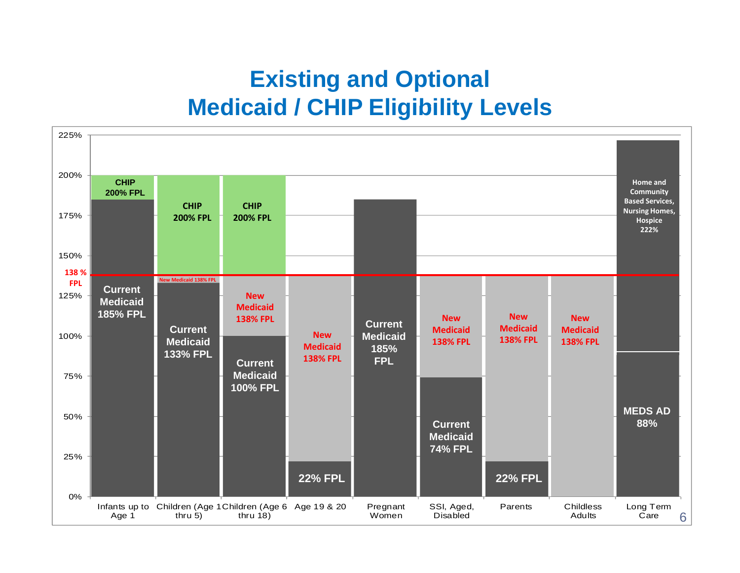# Existing and Optional Medicaid / CHIP Eligibility Levels

| Category | Current Medicaid | New Medicaid | CHIP / Other |
|---|---|---|---|
| Infants up to Age 1 | Current Medicaid 185% FPL | | CHIP 200% FPL |
| Children (Age 1 thru 5) | Current Medicaid 133% FPL | New Medicaid 138% FPL | CHIP 200% FPL |
| Children (Age 6 thru 18) | Current Medicaid 100% FPL | New Medicaid 138% FPL | CHIP 200% FPL |
| Age 19 & 20 | 22% FPL | New Medicaid 138% FPL | |
| Pregnant Women | Current Medicaid 185% FPL | | |
| SSI, Aged, Disabled | Current Medicaid 74% FPL | New Medicaid 138% FPL | |
| Parents | 22% FPL | New Medicaid 138% FPL | |
| Childless Adults | | New Medicaid 138% FPL | |
| Long Term Care | MEDS AD 88% | | Home and Community Based Services, Nursing Homes, Hospice 222% |

138 % FPL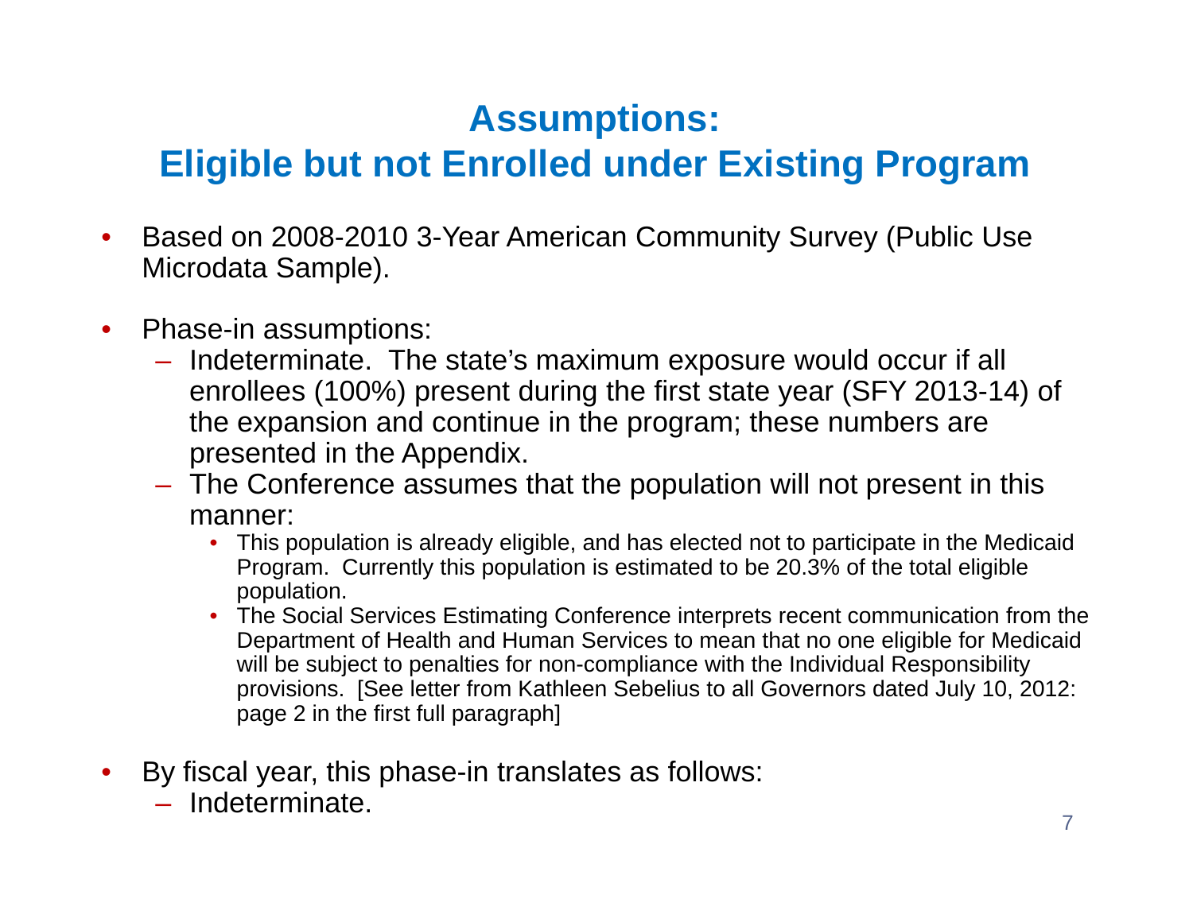# Assumptions: Eligible but not Enrolled under Existing Program

- Based on 2008-2010 3-Year American Community Survey (Public Use Microdata Sample).

- Phase-in assumptions:
  - Indeterminate. The state's maximum exposure would occur if all enrollees (100%) present during the first state year (SFY 2013-14) of the expansion and continue in the program; these numbers are presented in the Appendix.
  - The Conference assumes that the population will not present in this manner:
    - This population is already eligible, and has elected not to participate in the Medicaid Program. Currently this population is estimated to be 20.3% of the total eligible population.
    - The Social Services Estimating Conference interprets recent communication from the Department of Health and Human Services to mean that no one eligible for Medicaid will be subject to penalties for non-compliance with the Individual Responsibility provisions. [See letter from Kathleen Sebelius to all Governors dated July 10, 2012: page 2 in the first full paragraph]

- By fiscal year, this phase-in translates as follows:
  - Indeterminate.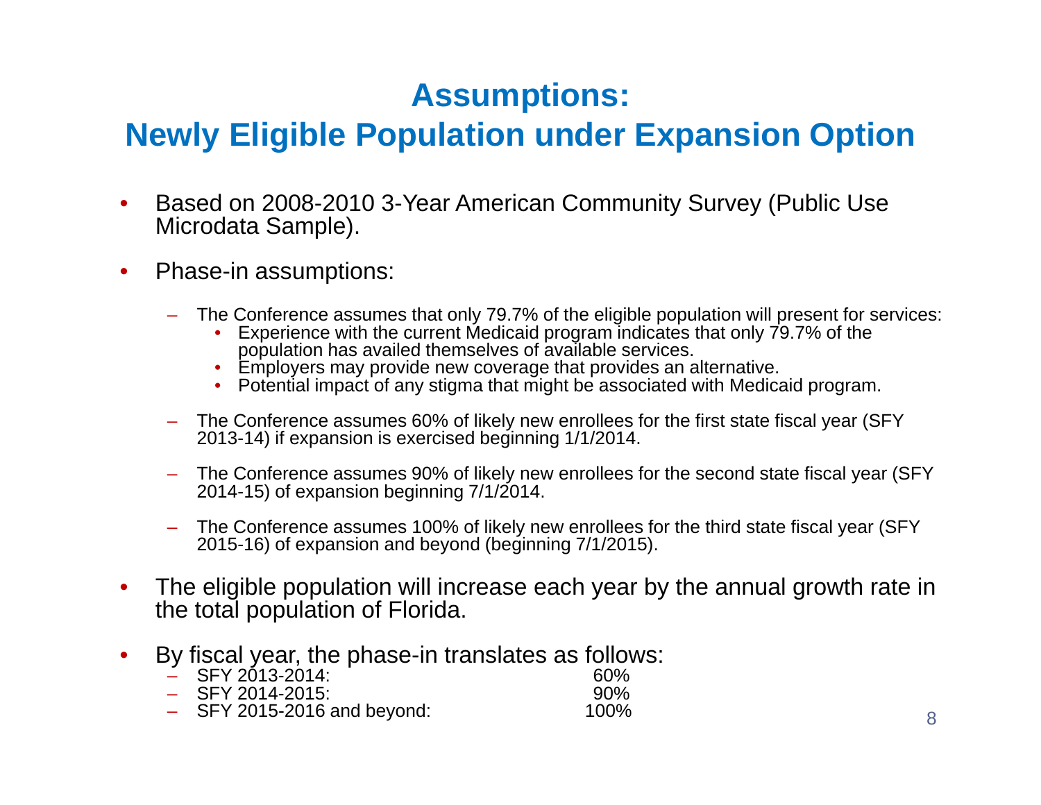# Assumptions:
## Newly Eligible Population under Expansion Option

- Based on 2008-2010 3-Year American Community Survey (Public Use Microdata Sample).

- Phase-in assumptions:

  - The Conference assumes that only 79.7% of the eligible population will present for services:
    - Experience with the current Medicaid program indicates that only 79.7% of the population has availed themselves of available services.
    - Employers may provide new coverage that provides an alternative.
    - Potential impact of any stigma that might be associated with Medicaid program.

  - The Conference assumes 60% of likely new enrollees for the first state fiscal year (SFY 2013-14) if expansion is exercised beginning 1/1/2014.

  - The Conference assumes 90% of likely new enrollees for the second state fiscal year (SFY 2014-15) of expansion beginning 7/1/2014.

  - The Conference assumes 100% of likely new enrollees for the third state fiscal year (SFY 2015-16) of expansion and beyond (beginning 7/1/2015).

- The eligible population will increase each year by the annual growth rate in the total population of Florida.

- By fiscal year, the phase-in translates as follows:
  - SFY 2013-2014: 60%
  - SFY 2014-2015: 90%
  - SFY 2015-2016 and beyond: 100%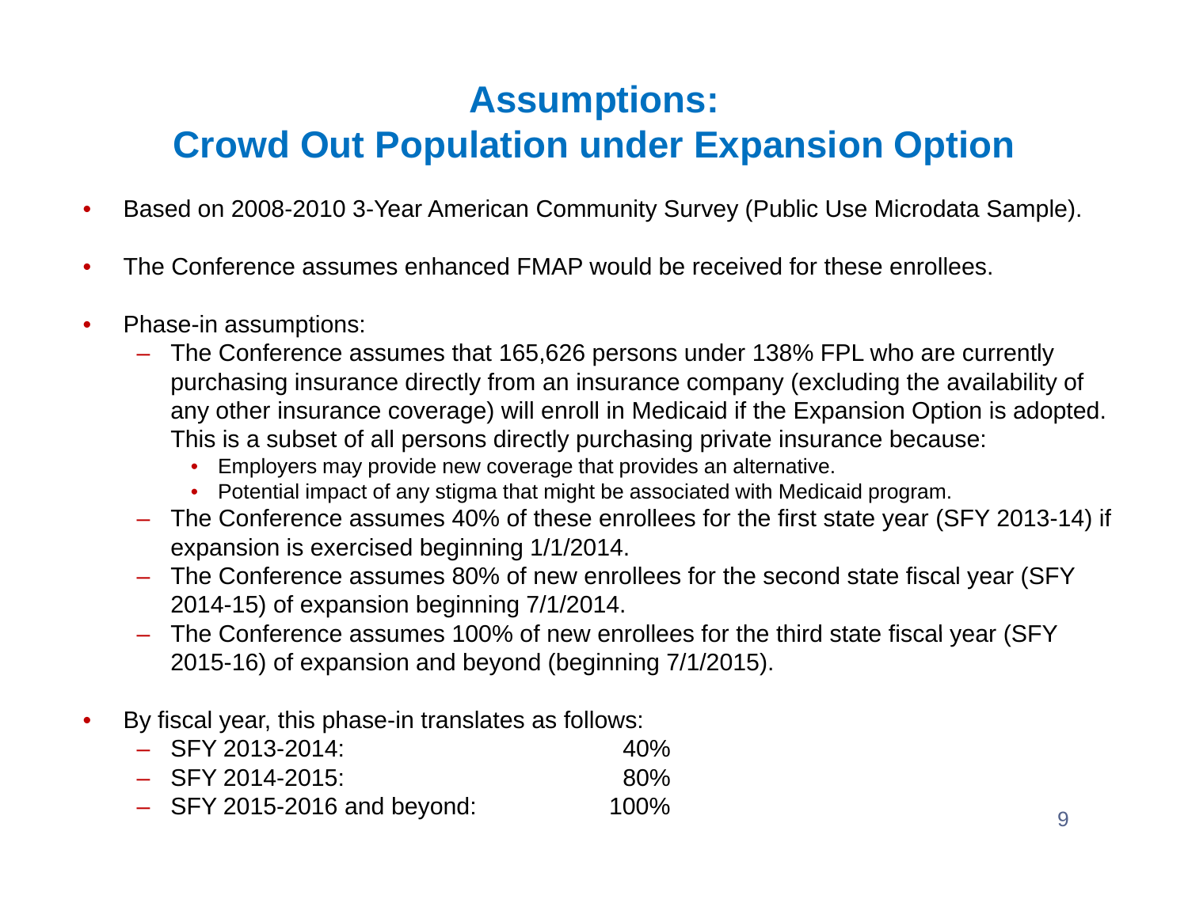# Assumptions:
# Crowd Out Population under Expansion Option

- Based on 2008-2010 3-Year American Community Survey (Public Use Microdata Sample).
- The Conference assumes enhanced FMAP would be received for these enrollees.
- Phase-in assumptions:
  - The Conference assumes that 165,626 persons under 138% FPL who are currently purchasing insurance directly from an insurance company (excluding the availability of any other insurance coverage) will enroll in Medicaid if the Expansion Option is adopted. This is a subset of all persons directly purchasing private insurance because:
    - Employers may provide new coverage that provides an alternative.
    - Potential impact of any stigma that might be associated with Medicaid program.
  - The Conference assumes 40% of these enrollees for the first state year (SFY 2013-14) if expansion is exercised beginning 1/1/2014.
  - The Conference assumes 80% of new enrollees for the second state fiscal year (SFY 2014-15) of expansion beginning 7/1/2014.
  - The Conference assumes 100% of new enrollees for the third state fiscal year (SFY 2015-16) of expansion and beyond (beginning 7/1/2015).
- By fiscal year, this phase-in translates as follows:
  - SFY 2013-2014: 40%
  - SFY 2014-2015: 80%
  - SFY 2015-2016 and beyond: 100%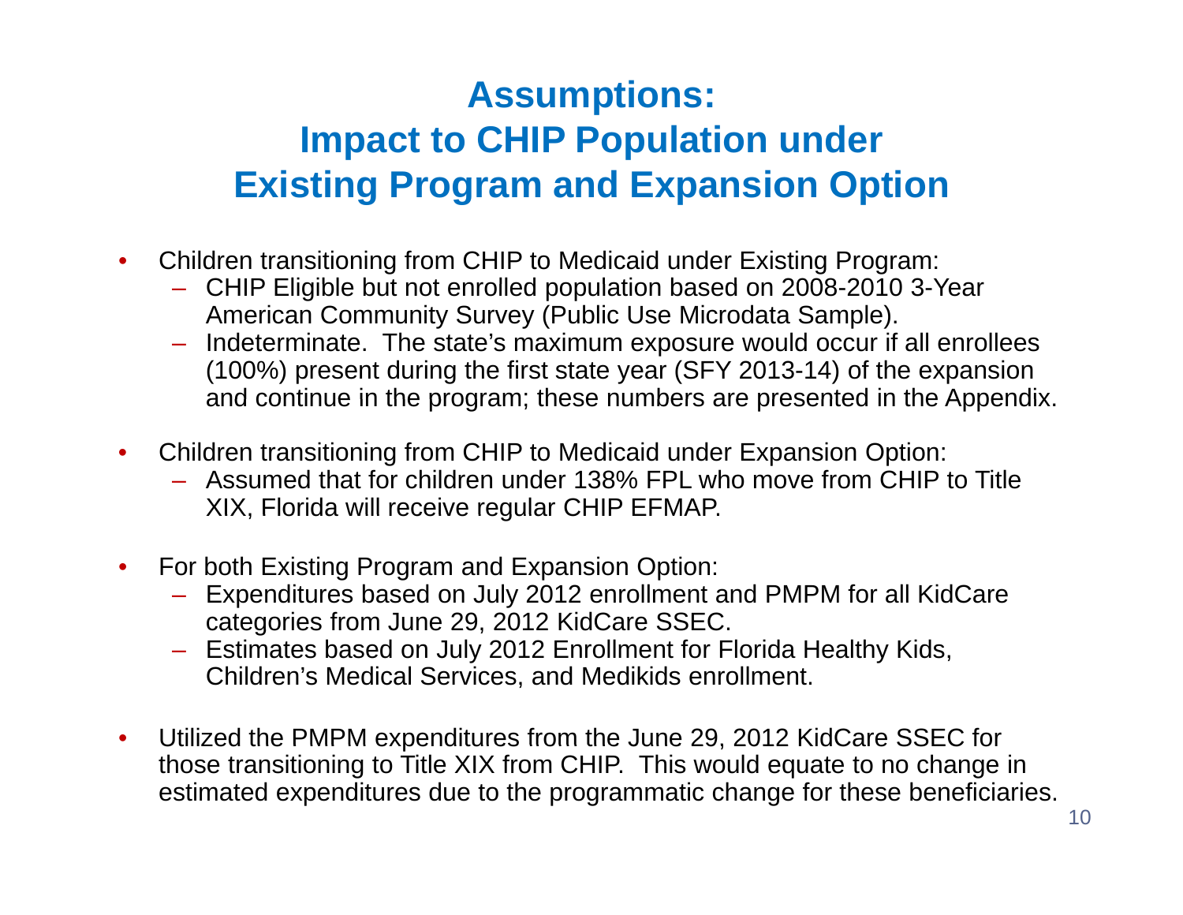# Assumptions: Impact to CHIP Population under Existing Program and Expansion Option

- Children transitioning from CHIP to Medicaid under Existing Program:
  - CHIP Eligible but not enrolled population based on 2008-2010 3-Year American Community Survey (Public Use Microdata Sample).
  - Indeterminate. The state's maximum exposure would occur if all enrollees (100%) present during the first state year (SFY 2013-14) of the expansion and continue in the program; these numbers are presented in the Appendix.

- Children transitioning from CHIP to Medicaid under Expansion Option:
  - Assumed that for children under 138% FPL who move from CHIP to Title XIX, Florida will receive regular CHIP EFMAP.

- For both Existing Program and Expansion Option:
  - Expenditures based on July 2012 enrollment and PMPM for all KidCare categories from June 29, 2012 KidCare SSEC.
  - Estimates based on July 2012 Enrollment for Florida Healthy Kids, Children's Medical Services, and Medikids enrollment.

- Utilized the PMPM expenditures from the June 29, 2012 KidCare SSEC for those transitioning to Title XIX from CHIP. This would equate to no change in estimated expenditures due to the programmatic change for these beneficiaries.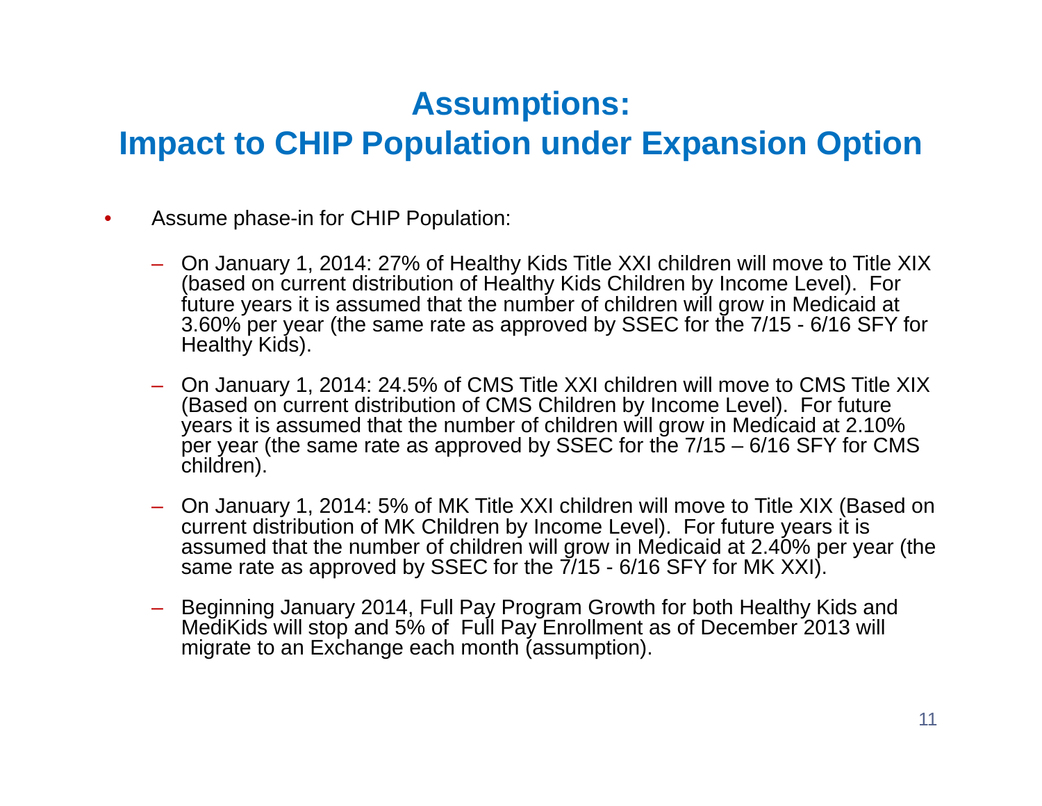# Assumptions:
# Impact to CHIP Population under Expansion Option

- Assume phase-in for CHIP Population:
  - On January 1, 2014: 27% of Healthy Kids Title XXI children will move to Title XIX (based on current distribution of Healthy Kids Children by Income Level). For future years it is assumed that the number of children will grow in Medicaid at 3.60% per year (the same rate as approved by SSEC for the 7/15 - 6/16 SFY for Healthy Kids).
  - On January 1, 2014: 24.5% of CMS Title XXI children will move to CMS Title XIX (Based on current distribution of CMS Children by Income Level). For future years it is assumed that the number of children will grow in Medicaid at 2.10% per year (the same rate as approved by SSEC for the 7/15 – 6/16 SFY for CMS children).
  - On January 1, 2014: 5% of MK Title XXI children will move to Title XIX (Based on current distribution of MK Children by Income Level). For future years it is assumed that the number of children will grow in Medicaid at 2.40% per year (the same rate as approved by SSEC for the 7/15 - 6/16 SFY for MK XXI).
  - Beginning January 2014, Full Pay Program Growth for both Healthy Kids and MediKids will stop and 5% of Full Pay Enrollment as of December 2013 will migrate to an Exchange each month (assumption).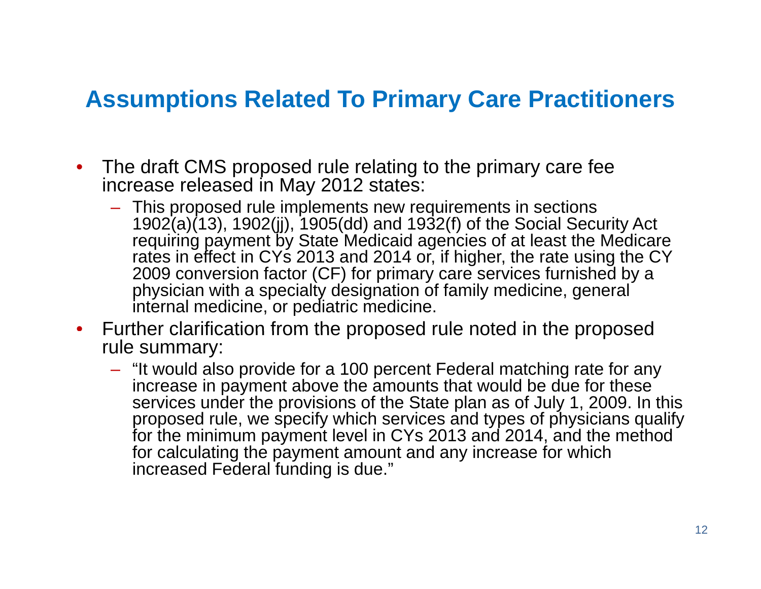# Assumptions Related To Primary Care Practitioners

- The draft CMS proposed rule relating to the primary care fee increase released in May 2012 states:
  - This proposed rule implements new requirements in sections 1902(a)(13), 1902(jj), 1905(dd) and 1932(f) of the Social Security Act requiring payment by State Medicaid agencies of at least the Medicare rates in effect in CYs 2013 and 2014 or, if higher, the rate using the CY 2009 conversion factor (CF) for primary care services furnished by a physician with a specialty designation of family medicine, general internal medicine, or pediatric medicine.
- Further clarification from the proposed rule noted in the proposed rule summary:
  - "It would also provide for a 100 percent Federal matching rate for any increase in payment above the amounts that would be due for these services under the provisions of the State plan as of July 1, 2009. In this proposed rule, we specify which services and types of physicians qualify for the minimum payment level in CYs 2013 and 2014, and the method for calculating the payment amount and any increase for which increased Federal funding is due."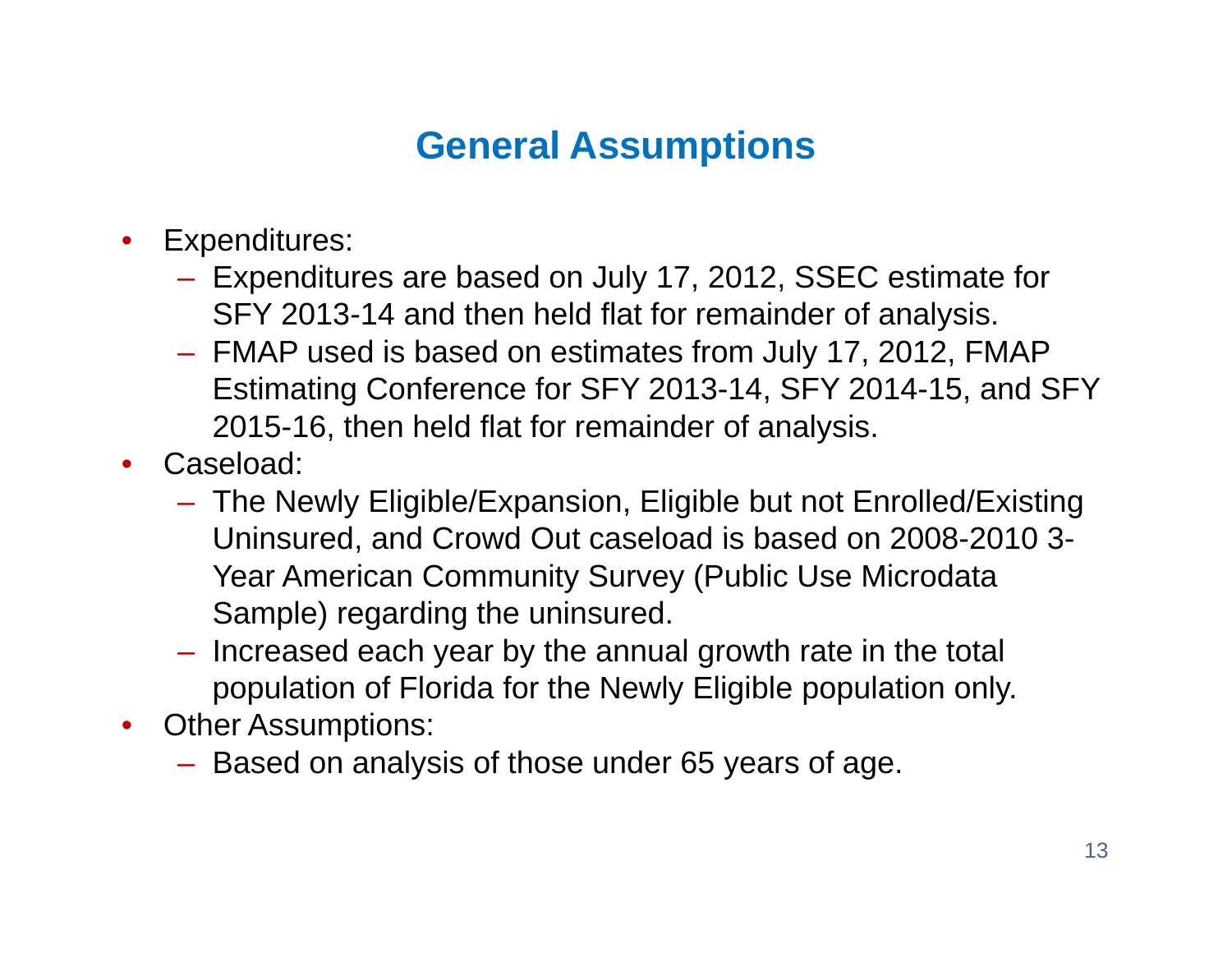# General Assumptions

- Expenditures:
  - Expenditures are based on July 17, 2012, SSEC estimate for SFY 2013-14 and then held flat for remainder of analysis.
  - FMAP used is based on estimates from July 17, 2012, FMAP Estimating Conference for SFY 2013-14, SFY 2014-15, and SFY 2015-16, then held flat for remainder of analysis.
- Caseload:
  - The Newly Eligible/Expansion, Eligible but not Enrolled/Existing Uninsured, and Crowd Out caseload is based on 2008-2010 3-Year American Community Survey (Public Use Microdata Sample) regarding the uninsured.
  - Increased each year by the annual growth rate in the total population of Florida for the Newly Eligible population only.
- Other Assumptions:
  - Based on analysis of those under 65 years of age.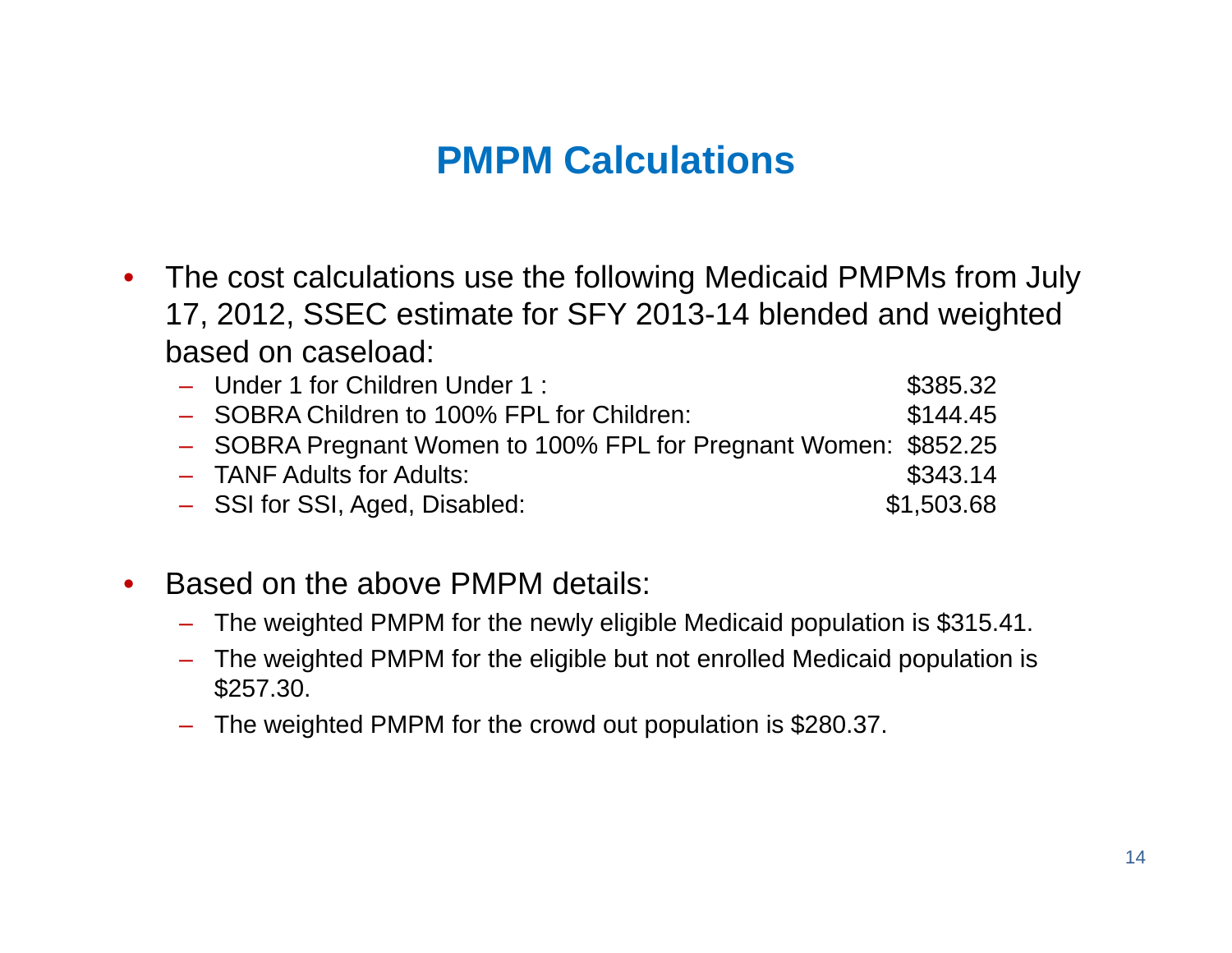# PMPM Calculations

- The cost calculations use the following Medicaid PMPMs from July 17, 2012, SSEC estimate for SFY 2013-14 blended and weighted based on caseload:
  - Under 1 for Children Under 1 : $385.32
  - SOBRA Children to 100% FPL for Children: $144.45
  - SOBRA Pregnant Women to 100% FPL for Pregnant Women: $852.25
  - TANF Adults for Adults: $343.14
  - SSI for SSI, Aged, Disabled: $1,503.68

- Based on the above PMPM details:
  - The weighted PMPM for the newly eligible Medicaid population is $315.41.
  - The weighted PMPM for the eligible but not enrolled Medicaid population is $257.30.
  - The weighted PMPM for the crowd out population is $280.37.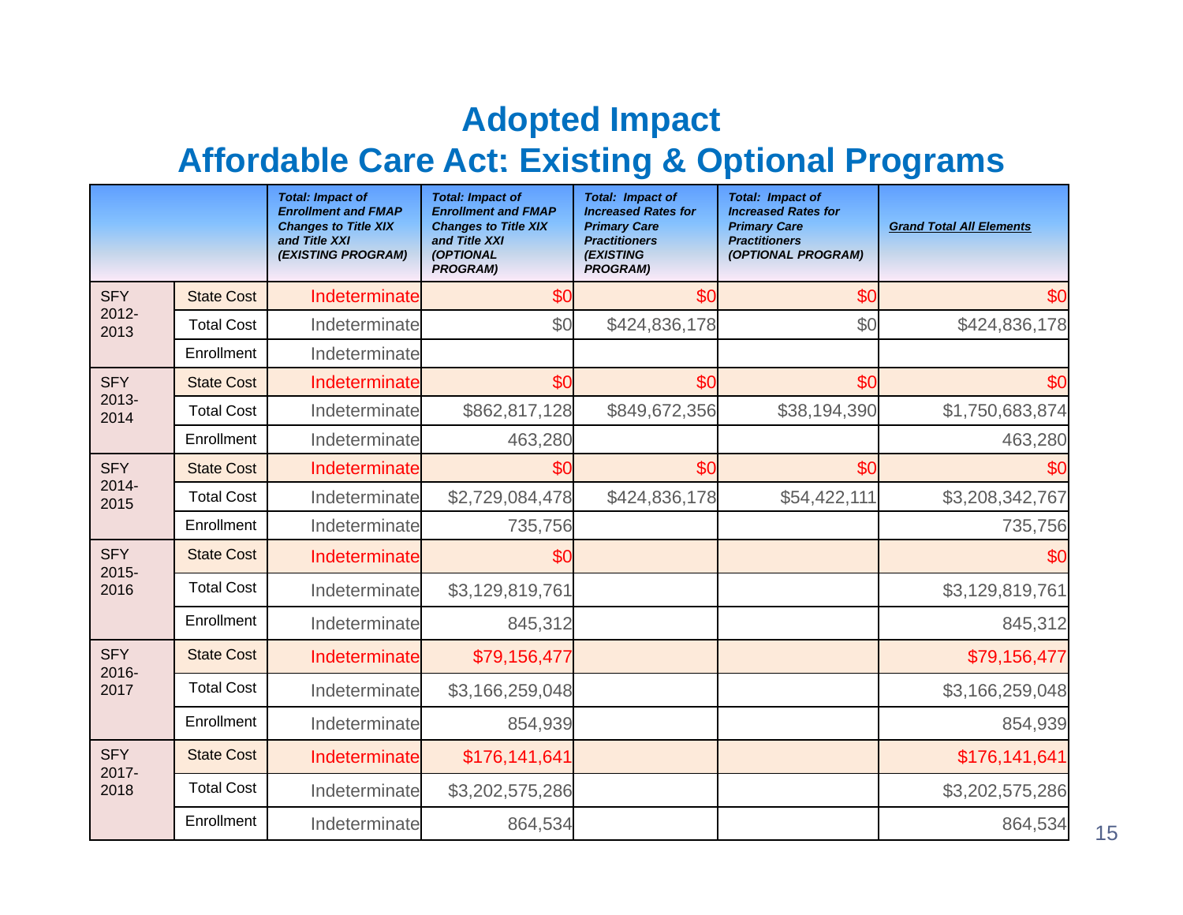# Adopted Impact
# Affordable Care Act: Existing & Optional Programs

| | | ***Total: Impact of Enrollment and FMAP Changes to Title XIX and Title XXI (EXISTING PROGRAM)*** | ***Total: Impact of Enrollment and FMAP Changes to Title XIX and Title XXI (OPTIONAL PROGRAM)*** | ***Total: Impact of Increased Rates for Primary Care Practitioners (EXISTING PROGRAM)*** | ***Total: Impact of Increased Rates for Primary Care Practitioners (OPTIONAL PROGRAM)*** | ***Grand Total All Elements*** |
|---|---|---|---|---|---|---|
| SFY 2012-2013 | State Cost | Indeterminate | $0 | $0 | $0 | $0 |
| | Total Cost | Indeterminate | $0 | $424,836,178 | $0 | $424,836,178 |
| | Enrollment | Indeterminate | | | | |
| SFY 2013-2014 | State Cost | Indeterminate | $0 | $0 | $0 | $0 |
| | Total Cost | Indeterminate | $862,817,128 | $849,672,356 | $38,194,390 | $1,750,683,874 |
| | Enrollment | Indeterminate | 463,280 | | | 463,280 |
| SFY 2014-2015 | State Cost | Indeterminate | $0 | $0 | $0 | $0 |
| | Total Cost | Indeterminate | $2,729,084,478 | $424,836,178 | $54,422,111 | $3,208,342,767 |
| | Enrollment | Indeterminate | 735,756 | | | 735,756 |
| SFY 2015-2016 | State Cost | Indeterminate | $0 | | | $0 |
| | Total Cost | Indeterminate | $3,129,819,761 | | | $3,129,819,761 |
| | Enrollment | Indeterminate | 845,312 | | | 845,312 |
| SFY 2016-2017 | State Cost | Indeterminate | $79,156,477 | | | $79,156,477 |
| | Total Cost | Indeterminate | $3,166,259,048 | | | $3,166,259,048 |
| | Enrollment | Indeterminate | 854,939 | | | 854,939 |
| SFY 2017-2018 | State Cost | Indeterminate | $176,141,641 | | | $176,141,641 |
| | Total Cost | Indeterminate | $3,202,575,286 | | | $3,202,575,286 |
| | Enrollment | Indeterminate | 864,534 | | | 864,534 |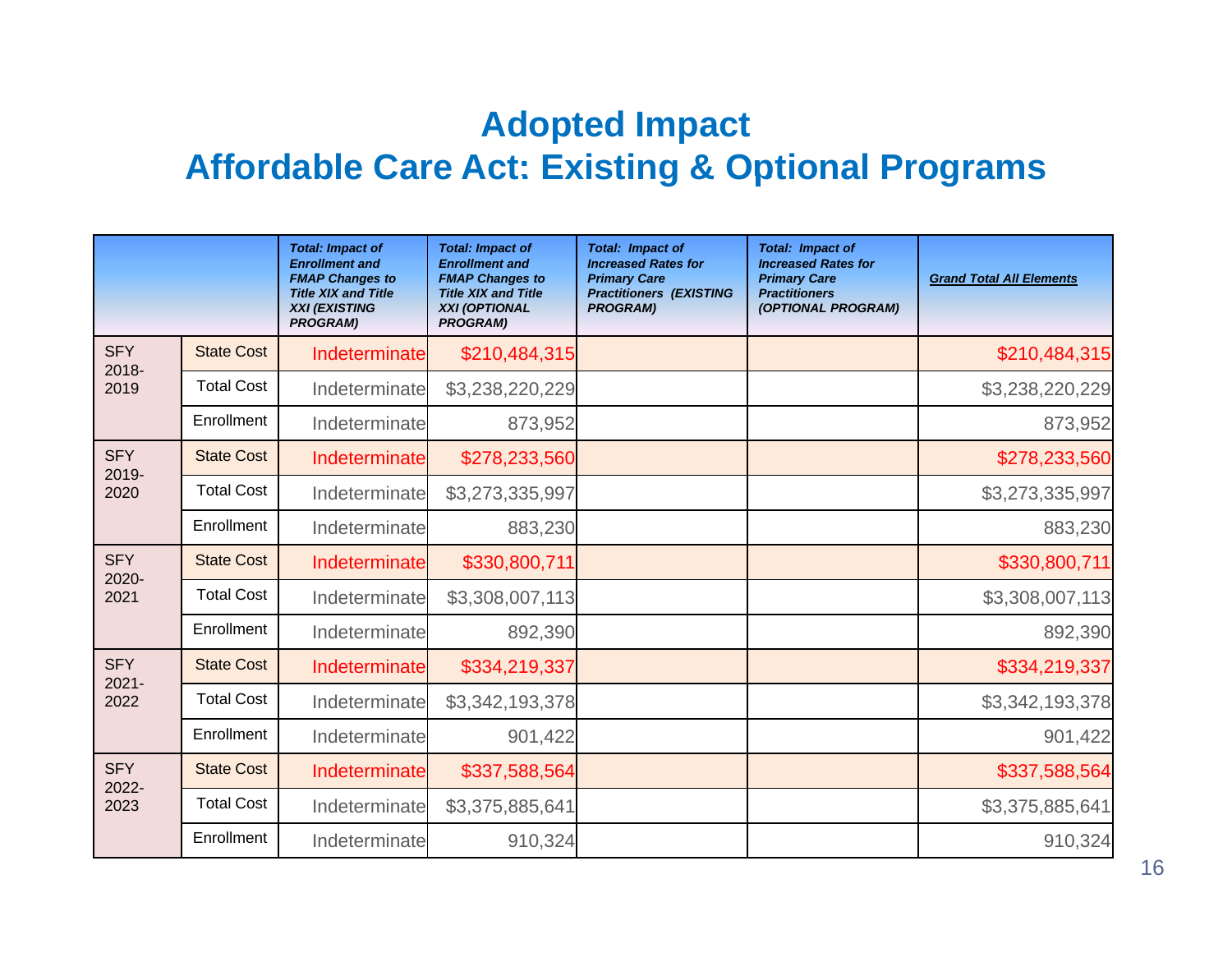# Adopted Impact
# Affordable Care Act: Existing & Optional Programs

| | | *Total: Impact of Enrollment and FMAP Changes to Title XIX and Title XXI (EXISTING PROGRAM)* | *Total: Impact of Enrollment and FMAP Changes to Title XIX and Title XXI (OPTIONAL PROGRAM)* | *Total: Impact of Increased Rates for Primary Care Practitioners (EXISTING PROGRAM)* | *Total: Impact of Increased Rates for Primary Care Practitioners (OPTIONAL PROGRAM)* | *Grand Total All Elements* |
|---|---|---|---|---|---|---|
| SFY 2018-2019 | State Cost | Indeterminate | $210,484,315 | | | $210,484,315 |
| | Total Cost | Indeterminate | $3,238,220,229 | | | $3,238,220,229 |
| | Enrollment | Indeterminate | 873,952 | | | 873,952 |
| SFY 2019-2020 | State Cost | Indeterminate | $278,233,560 | | | $278,233,560 |
| | Total Cost | Indeterminate | $3,273,335,997 | | | $3,273,335,997 |
| | Enrollment | Indeterminate | 883,230 | | | 883,230 |
| SFY 2020-2021 | State Cost | Indeterminate | $330,800,711 | | | $330,800,711 |
| | Total Cost | Indeterminate | $3,308,007,113 | | | $3,308,007,113 |
| | Enrollment | Indeterminate | 892,390 | | | 892,390 |
| SFY 2021-2022 | State Cost | Indeterminate | $334,219,337 | | | $334,219,337 |
| | Total Cost | Indeterminate | $3,342,193,378 | | | $3,342,193,378 |
| | Enrollment | Indeterminate | 901,422 | | | 901,422 |
| SFY 2022-2023 | State Cost | Indeterminate | $337,588,564 | | | $337,588,564 |
| | Total Cost | Indeterminate | $3,375,885,641 | | | $3,375,885,641 |
| | Enrollment | Indeterminate | 910,324 | | | 910,324 |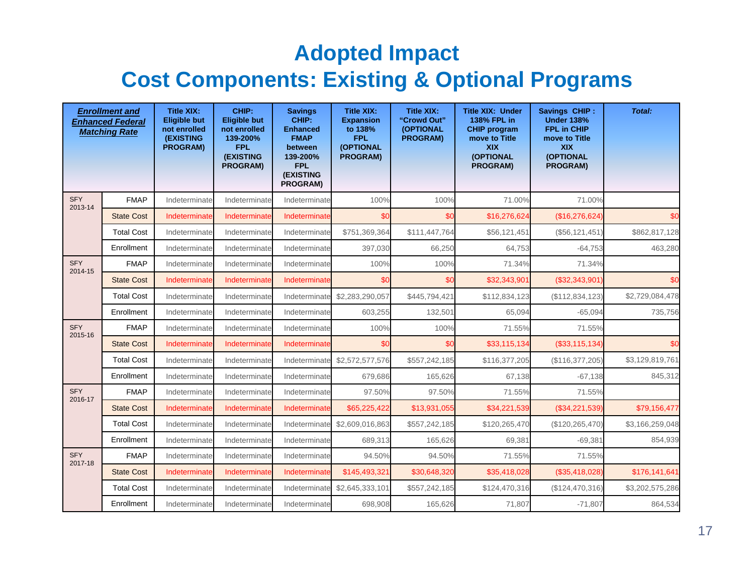# Adopted Impact

# Cost Components: Existing & Optional Programs

| ***Enrollment and Enhanced Federal Matching Rate*** | | Title XIX: Eligible but not enrolled (EXISTING PROGRAM) | CHIP: Eligible but not enrolled 139-200% FPL (EXISTING PROGRAM) | Savings CHIP: Enhanced FMAP between 139-200% FPL (EXISTING PROGRAM) | Title XIX: Expansion to 138% FPL (OPTIONAL PROGRAM) | Title XIX: "Crowd Out" (OPTIONAL PROGRAM) | Title XIX: Under 138% FPL in CHIP program move to Title XIX (OPTIONAL PROGRAM) | Savings CHIP : Under 138% FPL in CHIP move to Title XIX (OPTIONAL PROGRAM) | *Total:* |
|---|---|---|---|---|---|---|---|---|---|
| SFY 2013-14 | FMAP | Indeterminate | Indeterminate | Indeterminate | 100% | 100% | 71.00% | 71.00% | |
| | State Cost | Indeterminate | Indeterminate | Indeterminate | $0 | $0 | $16,276,624 | ($16,276,624) | $0 |
| | Total Cost | Indeterminate | Indeterminate | Indeterminate | $751,369,364 | $111,447,764 | $56,121,451 | ($56,121,451) | $862,817,128 |
| | Enrollment | Indeterminate | Indeterminate | Indeterminate | 397,030 | 66,250 | 64,753 | -64,753 | 463,280 |
| SFY 2014-15 | FMAP | Indeterminate | Indeterminate | Indeterminate | 100% | 100% | 71.34% | 71.34% | |
| | State Cost | Indeterminate | Indeterminate | Indeterminate | $0 | $0 | $32,343,901 | ($32,343,901) | $0 |
| | Total Cost | Indeterminate | Indeterminate | Indeterminate | $2,283,290,057 | $445,794,421 | $112,834,123 | ($112,834,123) | $2,729,084,478 |
| | Enrollment | Indeterminate | Indeterminate | Indeterminate | 603,255 | 132,501 | 65,094 | -65,094 | 735,756 |
| SFY 2015-16 | FMAP | Indeterminate | Indeterminate | Indeterminate | 100% | 100% | 71.55% | 71.55% | |
| | State Cost | Indeterminate | Indeterminate | Indeterminate | $0 | $0 | $33,115,134 | ($33,115,134) | $0 |
| | Total Cost | Indeterminate | Indeterminate | Indeterminate | $2,572,577,576 | $557,242,185 | $116,377,205 | ($116,377,205) | $3,129,819,761 |
| | Enrollment | Indeterminate | Indeterminate | Indeterminate | 679,686 | 165,626 | 67,138 | -67,138 | 845,312 |
| SFY 2016-17 | FMAP | Indeterminate | Indeterminate | Indeterminate | 97.50% | 97.50% | 71.55% | 71.55% | |
| | State Cost | Indeterminate | Indeterminate | Indeterminate | $65,225,422 | $13,931,055 | $34,221,539 | ($34,221,539) | $79,156,477 |
| | Total Cost | Indeterminate | Indeterminate | Indeterminate | $2,609,016,863 | $557,242,185 | $120,265,470 | ($120,265,470) | $3,166,259,048 |
| | Enrollment | Indeterminate | Indeterminate | Indeterminate | 689,313 | 165,626 | 69,381 | -69,381 | 854,939 |
| SFY 2017-18 | FMAP | Indeterminate | Indeterminate | Indeterminate | 94.50% | 94.50% | 71.55% | 71.55% | |
| | State Cost | Indeterminate | Indeterminate | Indeterminate | $145,493,321 | $30,648,320 | $35,418,028 | ($35,418,028) | $176,141,641 |
| | Total Cost | Indeterminate | Indeterminate | Indeterminate | $2,645,333,101 | $557,242,185 | $124,470,316 | ($124,470,316) | $3,202,575,286 |
| | Enrollment | Indeterminate | Indeterminate | Indeterminate | 698,908 | 165,626 | 71,807 | -71,807 | 864,534 |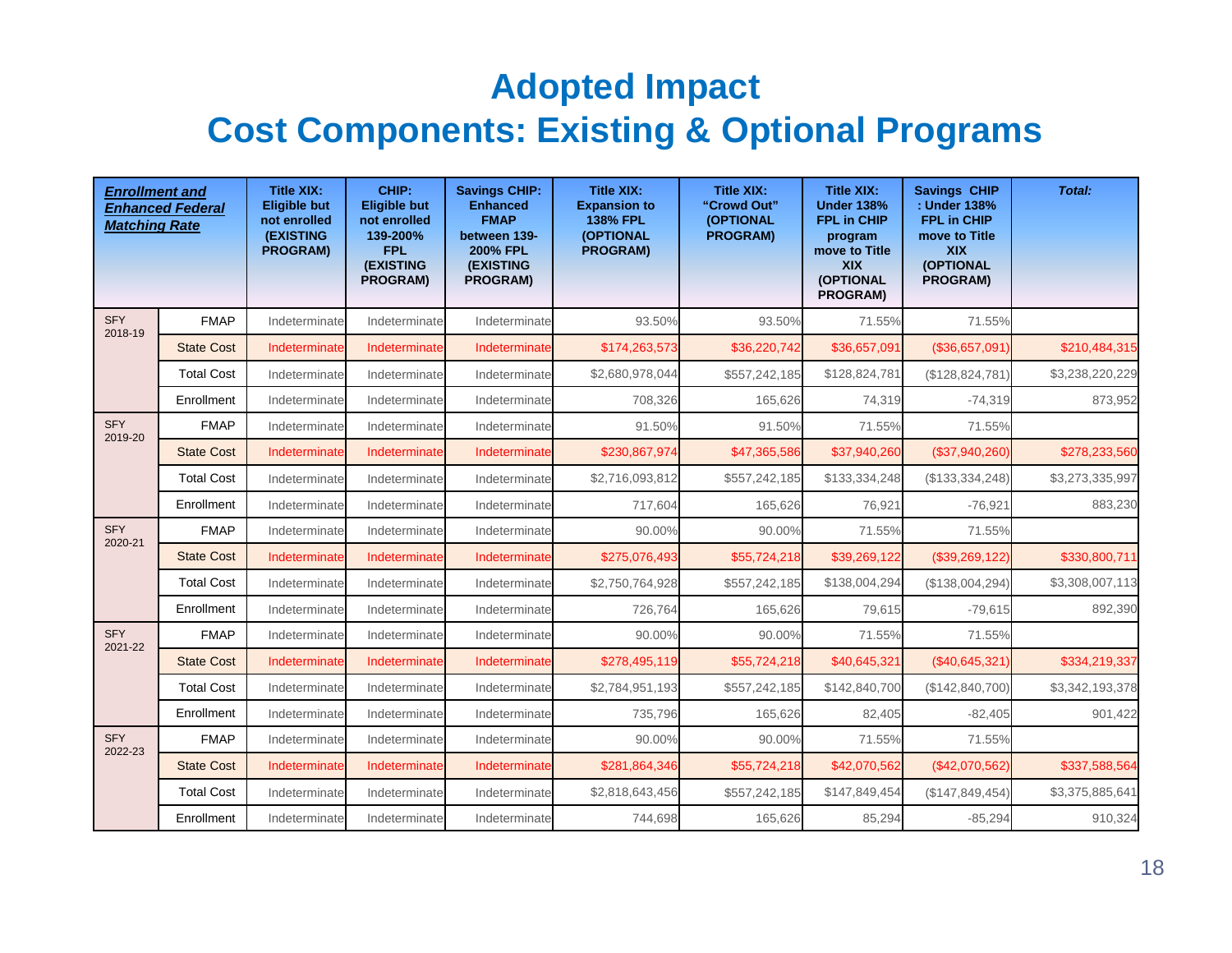# Adopted Impact
# Cost Components: Existing & Optional Programs

| ***Enrollment and Enhanced Federal Matching Rate*** | | **Title XIX: Eligible but not enrolled (EXISTING PROGRAM)** | **CHIP: Eligible but not enrolled 139-200% FPL (EXISTING PROGRAM)** | **Savings CHIP: Enhanced FMAP between 139-200% FPL (EXISTING PROGRAM)** | **Title XIX: Expansion to 138% FPL (OPTIONAL PROGRAM)** | **Title XIX: "Crowd Out" (OPTIONAL PROGRAM)** | **Title XIX: Under 138% FPL in CHIP program move to Title XIX (OPTIONAL PROGRAM)** | **Savings CHIP : Under 138% FPL in CHIP move to Title XIX (OPTIONAL PROGRAM)** | ***Total:*** |
|---|---|---|---|---|---|---|---|---|---|
| SFY 2018-19 | FMAP | Indeterminate | Indeterminate | Indeterminate | 93.50% | 93.50% | 71.55% | 71.55% | |
| | State Cost | Indeterminate | Indeterminate | Indeterminate | $174,263,573 | $36,220,742 | $36,657,091 | ($36,657,091) | $210,484,315 |
| | Total Cost | Indeterminate | Indeterminate | Indeterminate | $2,680,978,044 | $557,242,185 | $128,824,781 | ($128,824,781) | $3,238,220,229 |
| | Enrollment | Indeterminate | Indeterminate | Indeterminate | 708,326 | 165,626 | 74,319 | -74,319 | 873,952 |
| SFY 2019-20 | FMAP | Indeterminate | Indeterminate | Indeterminate | 91.50% | 91.50% | 71.55% | 71.55% | |
| | State Cost | Indeterminate | Indeterminate | Indeterminate | $230,867,974 | $47,365,586 | $37,940,260 | ($37,940,260) | $278,233,560 |
| | Total Cost | Indeterminate | Indeterminate | Indeterminate | $2,716,093,812 | $557,242,185 | $133,334,248 | ($133,334,248) | $3,273,335,997 |
| | Enrollment | Indeterminate | Indeterminate | Indeterminate | 717,604 | 165,626 | 76,921 | -76,921 | 883,230 |
| SFY 2020-21 | FMAP | Indeterminate | Indeterminate | Indeterminate | 90.00% | 90.00% | 71.55% | 71.55% | |
| | State Cost | Indeterminate | Indeterminate | Indeterminate | $275,076,493 | $55,724,218 | $39,269,122 | ($39,269,122) | $330,800,711 |
| | Total Cost | Indeterminate | Indeterminate | Indeterminate | $2,750,764,928 | $557,242,185 | $138,004,294 | ($138,004,294) | $3,308,007,113 |
| | Enrollment | Indeterminate | Indeterminate | Indeterminate | 726,764 | 165,626 | 79,615 | -79,615 | 892,390 |
| SFY 2021-22 | FMAP | Indeterminate | Indeterminate | Indeterminate | 90.00% | 90.00% | 71.55% | 71.55% | |
| | State Cost | Indeterminate | Indeterminate | Indeterminate | $278,495,119 | $55,724,218 | $40,645,321 | ($40,645,321) | $334,219,337 |
| | Total Cost | Indeterminate | Indeterminate | Indeterminate | $2,784,951,193 | $557,242,185 | $142,840,700 | ($142,840,700) | $3,342,193,378 |
| | Enrollment | Indeterminate | Indeterminate | Indeterminate | 735,796 | 165,626 | 82,405 | -82,405 | 901,422 |
| SFY 2022-23 | FMAP | Indeterminate | Indeterminate | Indeterminate | 90.00% | 90.00% | 71.55% | 71.55% | |
| | State Cost | Indeterminate | Indeterminate | Indeterminate | $281,864,346 | $55,724,218 | $42,070,562 | ($42,070,562) | $337,588,564 |
| | Total Cost | Indeterminate | Indeterminate | Indeterminate | $2,818,643,456 | $557,242,185 | $147,849,454 | ($147,849,454) | $3,375,885,641 |
| | Enrollment | Indeterminate | Indeterminate | Indeterminate | 744,698 | 165,626 | 85,294 | -85,294 | 910,324 |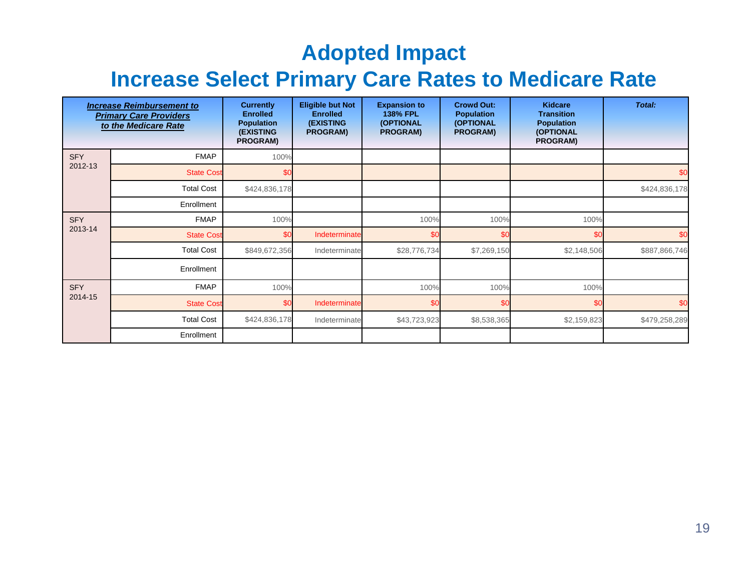# Adopted Impact

# Increase Select Primary Care Rates to Medicare Rate

| ***Increase Reimbursement to Primary Care Providers to the Medicare Rate*** | | **Currently Enrolled Population (EXISTING PROGRAM)** | **Eligible but Not Enrolled (EXISTING PROGRAM)** | **Expansion to 138% FPL (OPTIONAL PROGRAM)** | **Crowd Out: Population (OPTIONAL PROGRAM)** | **Kidcare Transition Population (OPTIONAL PROGRAM)** | ***Total:*** |
|---|---|---|---|---|---|---|---|
| SFY 2012-13 | FMAP | 100% | | | | | |
| | State Cost | $0 | | | | | $0 |
| | Total Cost | $424,836,178 | | | | | $424,836,178 |
| | Enrollment | | | | | | |
| SFY 2013-14 | FMAP | 100% | | 100% | 100% | 100% | |
| | State Cost | $0 | Indeterminate | $0 | $0 | $0 | $0 |
| | Total Cost | $849,672,356 | Indeterminate | $28,776,734 | $7,269,150 | $2,148,506 | $887,866,746 |
| | Enrollment | | | | | | |
| SFY 2014-15 | FMAP | 100% | | 100% | 100% | 100% | |
| | State Cost | $0 | Indeterminate | $0 | $0 | $0 | $0 |
| | Total Cost | $424,836,178 | Indeterminate | $43,723,923 | $8,538,365 | $2,159,823 | $479,258,289 |
| | Enrollment | | | | | | |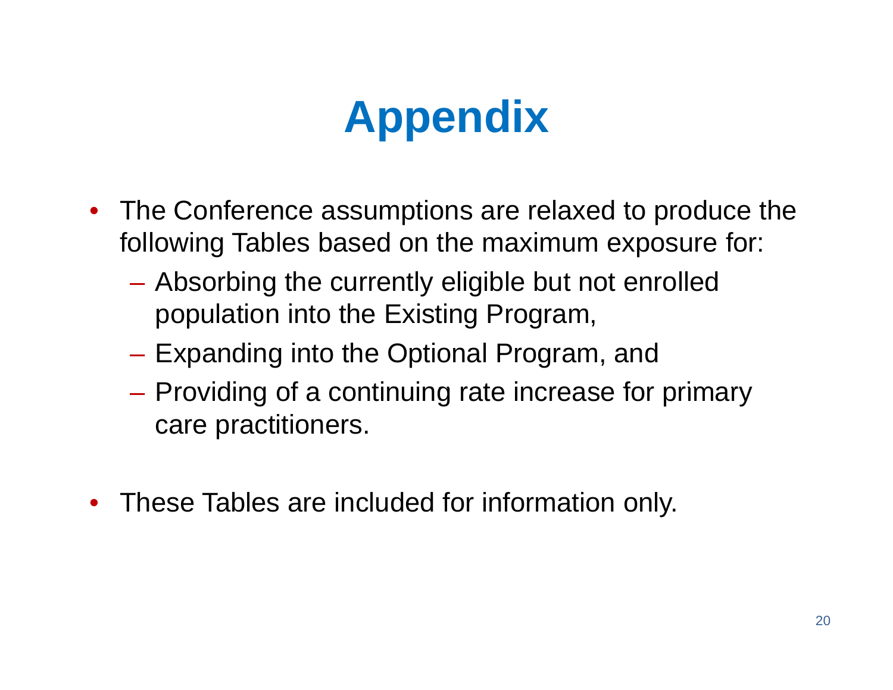# Appendix

- The Conference assumptions are relaxed to produce the following Tables based on the maximum exposure for:
  - Absorbing the currently eligible but not enrolled population into the Existing Program,
  - Expanding into the Optional Program, and
  - Providing of a continuing rate increase for primary care practitioners.
- These Tables are included for information only.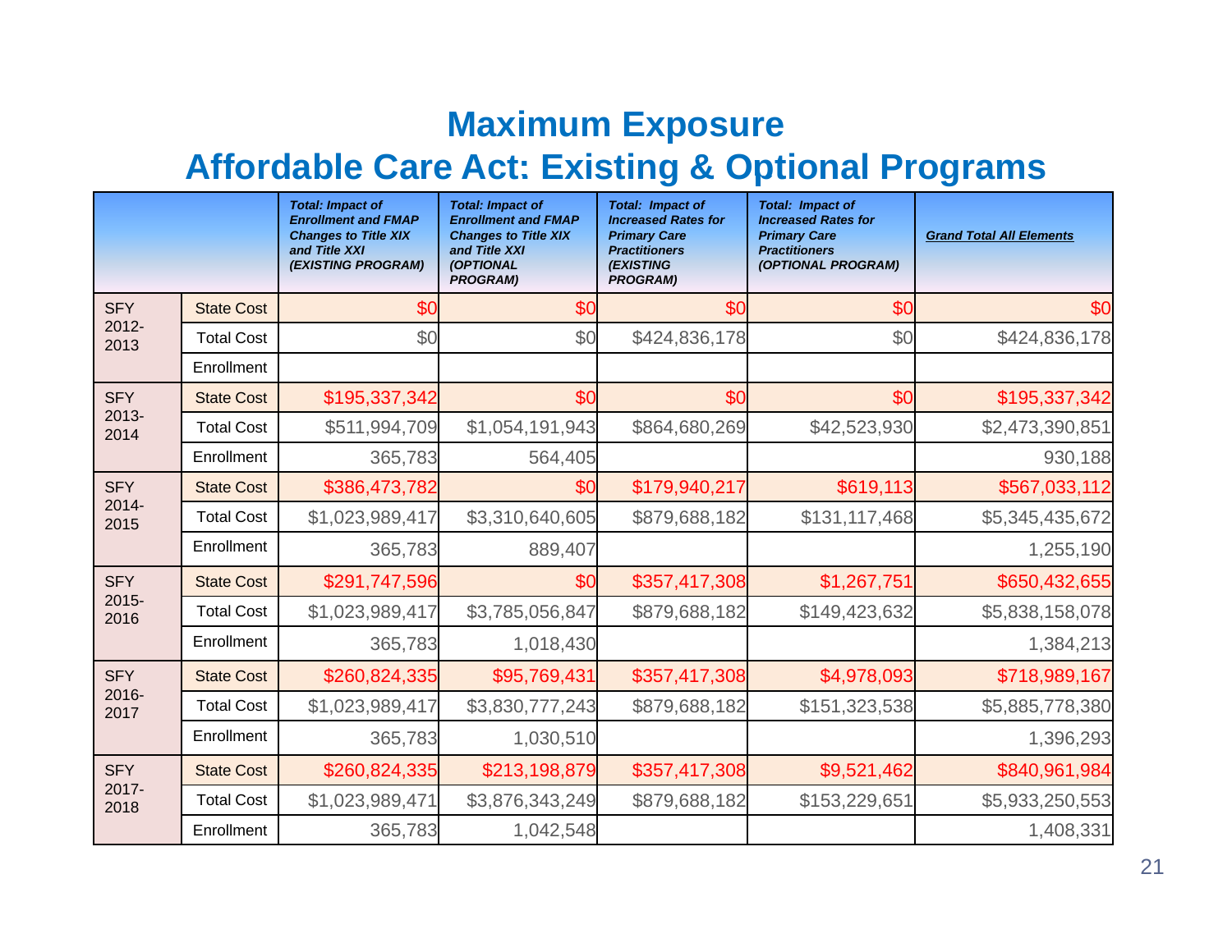# Maximum Exposure

## Affordable Care Act: Existing & Optional Programs

| | | *Total: Impact of Enrollment and FMAP Changes to Title XIX and Title XXI (EXISTING PROGRAM)* | *Total: Impact of Enrollment and FMAP Changes to Title XIX and Title XXI (OPTIONAL PROGRAM)* | *Total: Impact of Increased Rates for Primary Care Practitioners (EXISTING PROGRAM)* | *Total: Impact of Increased Rates for Primary Care Practitioners (OPTIONAL PROGRAM)* | *Grand Total All Elements* |
|---|---|---|---|---|---|---|
| SFY 2012-2013 | State Cost | $0 | $0 | $0 | $0 | $0 |
| | Total Cost | $0 | $0 | $424,836,178 | $0 | $424,836,178 |
| | Enrollment | | | | | |
| SFY 2013-2014 | State Cost | $195,337,342 | $0 | $0 | $0 | $195,337,342 |
| | Total Cost | $511,994,709 | $1,054,191,943 | $864,680,269 | $42,523,930 | $2,473,390,851 |
| | Enrollment | 365,783 | 564,405 | | | 930,188 |
| SFY 2014-2015 | State Cost | $386,473,782 | $0 | $179,940,217 | $619,113 | $567,033,112 |
| | Total Cost | $1,023,989,417 | $3,310,640,605 | $879,688,182 | $131,117,468 | $5,345,435,672 |
| | Enrollment | 365,783 | 889,407 | | | 1,255,190 |
| SFY 2015-2016 | State Cost | $291,747,596 | $0 | $357,417,308 | $1,267,751 | $650,432,655 |
| | Total Cost | $1,023,989,417 | $3,785,056,847 | $879,688,182 | $149,423,632 | $5,838,158,078 |
| | Enrollment | 365,783 | 1,018,430 | | | 1,384,213 |
| SFY 2016-2017 | State Cost | $260,824,335 | $95,769,431 | $357,417,308 | $4,978,093 | $718,989,167 |
| | Total Cost | $1,023,989,417 | $3,830,777,243 | $879,688,182 | $151,323,538 | $5,885,778,380 |
| | Enrollment | 365,783 | 1,030,510 | | | 1,396,293 |
| SFY 2017-2018 | State Cost | $260,824,335 | $213,198,879 | $357,417,308 | $9,521,462 | $840,961,984 |
| | Total Cost | $1,023,989,471 | $3,876,343,249 | $879,688,182 | $153,229,651 | $5,933,250,553 |
| | Enrollment | 365,783 | 1,042,548 | | | 1,408,331 |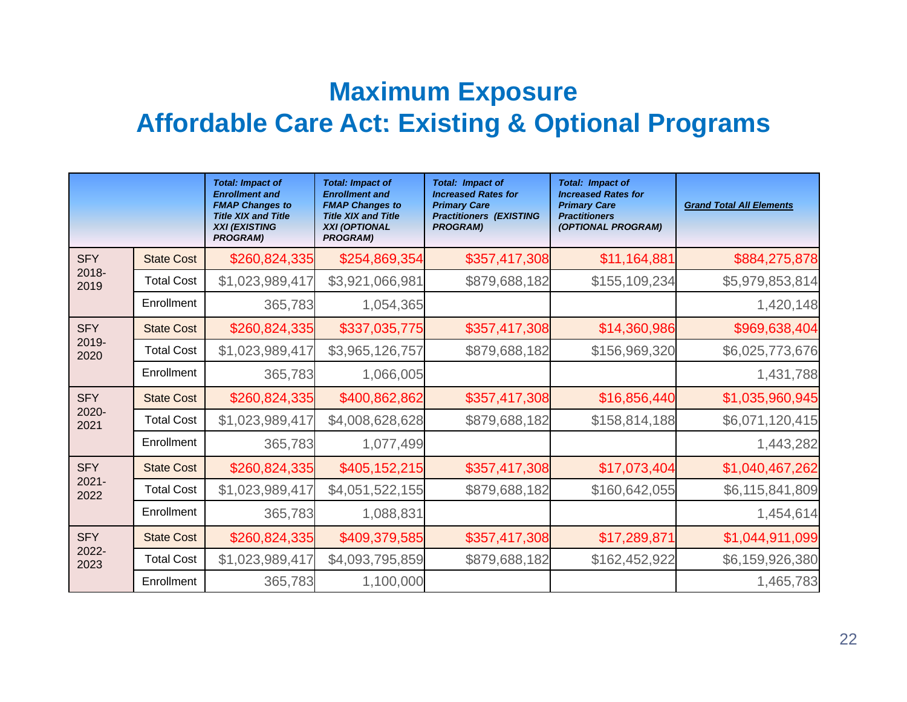# Maximum Exposure
# Affordable Care Act: Existing & Optional Programs

| | | ***Total: Impact of Enrollment and FMAP Changes to Title XIX and Title XXI (EXISTING PROGRAM)*** | ***Total: Impact of Enrollment and FMAP Changes to Title XIX and Title XXI (OPTIONAL PROGRAM)*** | ***Total: Impact of Increased Rates for Primary Care Practitioners (EXISTING PROGRAM)*** | ***Total: Impact of Increased Rates for Primary Care Practitioners (OPTIONAL PROGRAM)*** | ***Grand Total All Elements*** |
|---|---|---|---|---|---|---|
| SFY 2018-2019 | State Cost | $260,824,335 | $254,869,354 | $357,417,308 | $11,164,881 | $884,275,878 |
| | Total Cost | $1,023,989,417 | $3,921,066,981 | $879,688,182 | $155,109,234 | $5,979,853,814 |
| | Enrollment | 365,783 | 1,054,365 | | | 1,420,148 |
| SFY 2019-2020 | State Cost | $260,824,335 | $337,035,775 | $357,417,308 | $14,360,986 | $969,638,404 |
| | Total Cost | $1,023,989,417 | $3,965,126,757 | $879,688,182 | $156,969,320 | $6,025,773,676 |
| | Enrollment | 365,783 | 1,066,005 | | | 1,431,788 |
| SFY 2020-2021 | State Cost | $260,824,335 | $400,862,862 | $357,417,308 | $16,856,440 | $1,035,960,945 |
| | Total Cost | $1,023,989,417 | $4,008,628,628 | $879,688,182 | $158,814,188 | $6,071,120,415 |
| | Enrollment | 365,783 | 1,077,499 | | | 1,443,282 |
| SFY 2021-2022 | State Cost | $260,824,335 | $405,152,215 | $357,417,308 | $17,073,404 | $1,040,467,262 |
| | Total Cost | $1,023,989,417 | $4,051,522,155 | $879,688,182 | $160,642,055 | $6,115,841,809 |
| | Enrollment | 365,783 | 1,088,831 | | | 1,454,614 |
| SFY 2022-2023 | State Cost | $260,824,335 | $409,379,585 | $357,417,308 | $17,289,871 | $1,044,911,099 |
| | Total Cost | $1,023,989,417 | $4,093,795,859 | $879,688,182 | $162,452,922 | $6,159,926,380 |
| | Enrollment | 365,783 | 1,100,000 | | | 1,465,783 |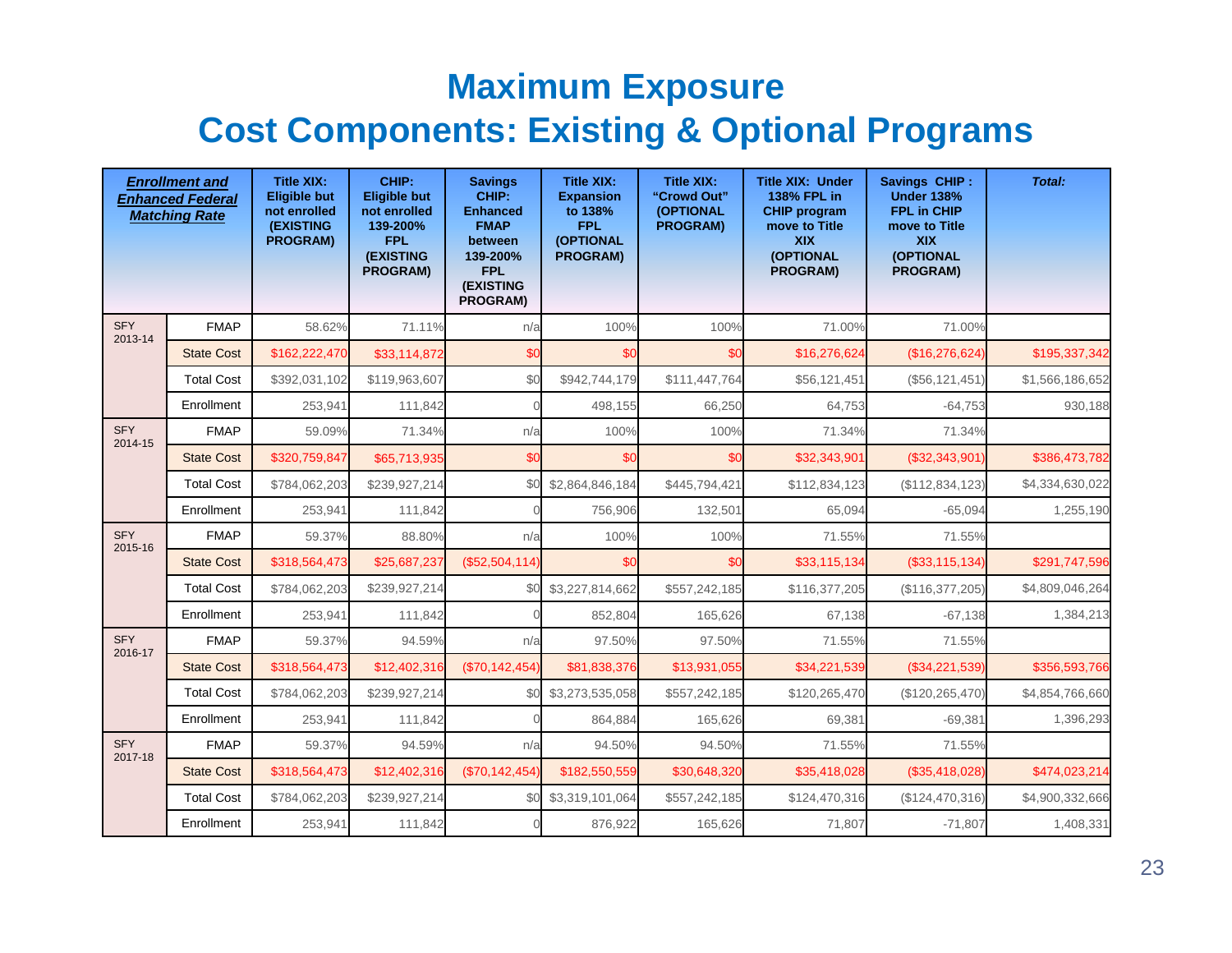# Maximum Exposure
# Cost Components: Existing & Optional Programs

| ***Enrollment and Enhanced Federal Matching Rate*** | | Title XIX: Eligible but not enrolled (EXISTING PROGRAM) | CHIP: Eligible but not enrolled 139-200% FPL (EXISTING PROGRAM) | Savings CHIP: Enhanced FMAP between 139-200% FPL (EXISTING PROGRAM) | Title XIX: Expansion to 138% FPL (OPTIONAL PROGRAM) | Title XIX: "Crowd Out" (OPTIONAL PROGRAM) | Title XIX: Under 138% FPL in CHIP program move to Title XIX (OPTIONAL PROGRAM) | Savings CHIP : Under 138% FPL in CHIP move to Title XIX (OPTIONAL PROGRAM) | *Total:* |
|---|---|---|---|---|---|---|---|---|---|
| SFY 2013-14 | FMAP | 58.62% | 71.11% | n/a | 100% | 100% | 71.00% | 71.00% | |
| | State Cost | $162,222,470 | $33,114,872 | $0 | $0 | $0 | $16,276,624 | ($16,276,624) | $195,337,342 |
| | Total Cost | $392,031,102 | $119,963,607 | $0 | $942,744,179 | $111,447,764 | $56,121,451 | ($56,121,451) | $1,566,186,652 |
| | Enrollment | 253,941 | 111,842 | 0 | 498,155 | 66,250 | 64,753 | -64,753 | 930,188 |
| SFY 2014-15 | FMAP | 59.09% | 71.34% | n/a | 100% | 100% | 71.34% | 71.34% | |
| | State Cost | $320,759,847 | $65,713,935 | $0 | $0 | $0 | $32,343,901 | ($32,343,901) | $386,473,782 |
| | Total Cost | $784,062,203 | $239,927,214 | $0 | $2,864,846,184 | $445,794,421 | $112,834,123 | ($112,834,123) | $4,334,630,022 |
| | Enrollment | 253,941 | 111,842 | 0 | 756,906 | 132,501 | 65,094 | -65,094 | 1,255,190 |
| SFY 2015-16 | FMAP | 59.37% | 88.80% | n/a | 100% | 100% | 71.55% | 71.55% | |
| | State Cost | $318,564,473 | $25,687,237 | ($52,504,114) | $0 | $0 | $33,115,134 | ($33,115,134) | $291,747,596 |
| | Total Cost | $784,062,203 | $239,927,214 | $0 | $3,227,814,662 | $557,242,185 | $116,377,205 | ($116,377,205) | $4,809,046,264 |
| | Enrollment | 253,941 | 111,842 | 0 | 852,804 | 165,626 | 67,138 | -67,138 | 1,384,213 |
| SFY 2016-17 | FMAP | 59.37% | 94.59% | n/a | 97.50% | 97.50% | 71.55% | 71.55% | |
| | State Cost | $318,564,473 | $12,402,316 | ($70,142,454) | $81,838,376 | $13,931,055 | $34,221,539 | ($34,221,539) | $356,593,766 |
| | Total Cost | $784,062,203 | $239,927,214 | $0 | $3,273,535,058 | $557,242,185 | $120,265,470 | ($120,265,470) | $4,854,766,660 |
| | Enrollment | 253,941 | 111,842 | 0 | 864,884 | 165,626 | 69,381 | -69,381 | 1,396,293 |
| SFY 2017-18 | FMAP | 59.37% | 94.59% | n/a | 94.50% | 94.50% | 71.55% | 71.55% | |
| | State Cost | $318,564,473 | $12,402,316 | ($70,142,454) | $182,550,559 | $30,648,320 | $35,418,028 | ($35,418,028) | $474,023,214 |
| | Total Cost | $784,062,203 | $239,927,214 | $0 | $3,319,101,064 | $557,242,185 | $124,470,316 | ($124,470,316) | $4,900,332,666 |
| | Enrollment | 253,941 | 111,842 | 0 | 876,922 | 165,626 | 71,807 | -71,807 | 1,408,331 |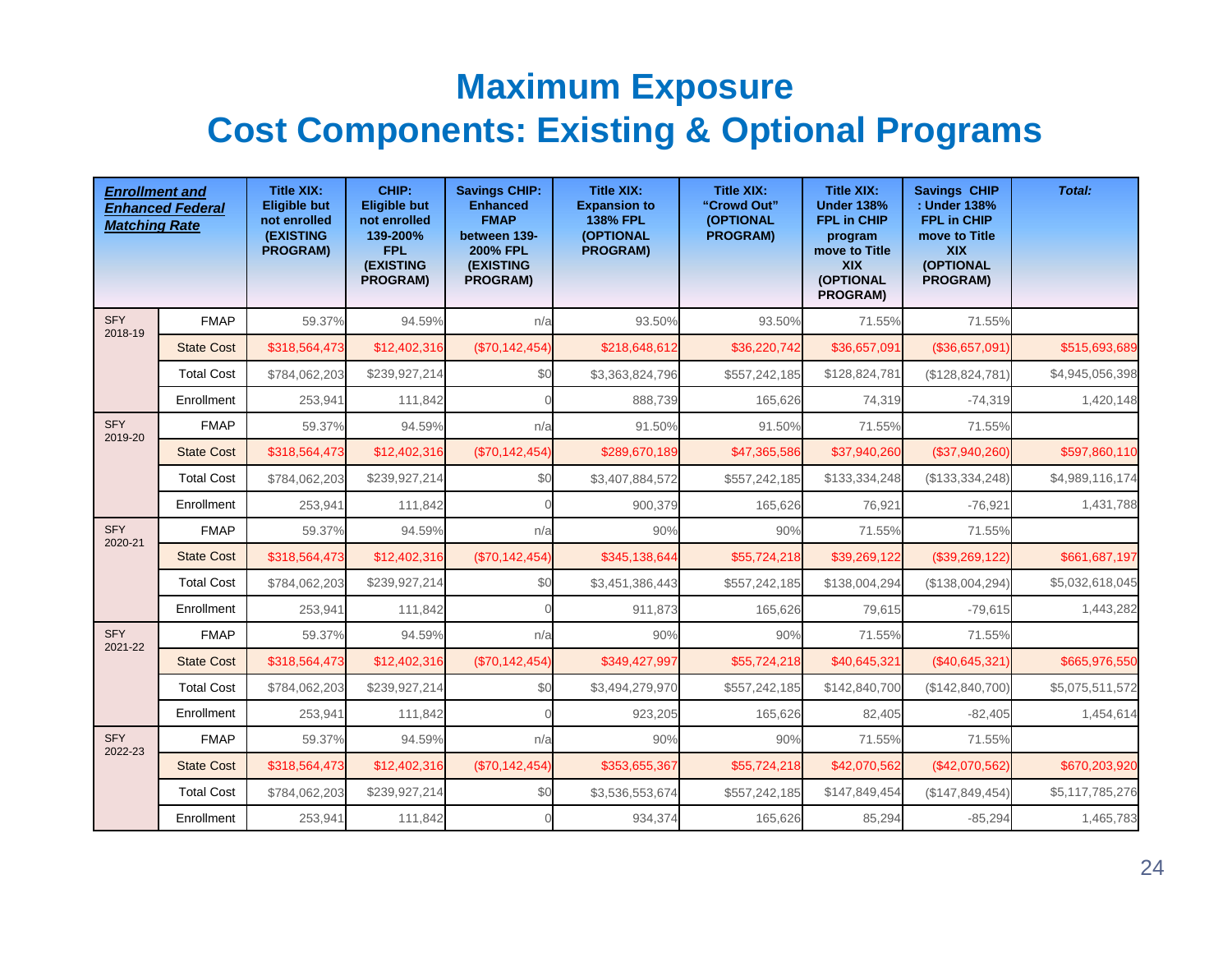# Maximum Exposure
# Cost Components: Existing & Optional Programs

| ***Enrollment and Enhanced Federal Matching Rate*** | | **Title XIX: Eligible but not enrolled (EXISTING PROGRAM)** | **CHIP: Eligible but not enrolled 139-200% FPL (EXISTING PROGRAM)** | **Savings CHIP: Enhanced FMAP between 139-200% FPL (EXISTING PROGRAM)** | **Title XIX: Expansion to 138% FPL (OPTIONAL PROGRAM)** | **Title XIX: "Crowd Out" (OPTIONAL PROGRAM)** | **Title XIX: Under 138% FPL in CHIP program move to Title XIX (OPTIONAL PROGRAM)** | **Savings CHIP : Under 138% FPL in CHIP move to Title XIX (OPTIONAL PROGRAM)** | ***Total:*** |
|---|---|---|---|---|---|---|---|---|---|
| SFY 2018-19 | FMAP | 59.37% | 94.59% | n/a | 93.50% | 93.50% | 71.55% | 71.55% | |
| | State Cost | $318,564,473 | $12,402,316 | ($70,142,454) | $218,648,612 | $36,220,742 | $36,657,091 | ($36,657,091) | $515,693,689 |
| | Total Cost | $784,062,203 | $239,927,214 | $0 | $3,363,824,796 | $557,242,185 | $128,824,781 | ($128,824,781) | $4,945,056,398 |
| | Enrollment | 253,941 | 111,842 | 0 | 888,739 | 165,626 | 74,319 | -74,319 | 1,420,148 |
| SFY 2019-20 | FMAP | 59.37% | 94.59% | n/a | 91.50% | 91.50% | 71.55% | 71.55% | |
| | State Cost | $318,564,473 | $12,402,316 | ($70,142,454) | $289,670,189 | $47,365,586 | $37,940,260 | ($37,940,260) | $597,860,110 |
| | Total Cost | $784,062,203 | $239,927,214 | $0 | $3,407,884,572 | $557,242,185 | $133,334,248 | ($133,334,248) | $4,989,116,174 |
| | Enrollment | 253,941 | 111,842 | 0 | 900,379 | 165,626 | 76,921 | -76,921 | 1,431,788 |
| SFY 2020-21 | FMAP | 59.37% | 94.59% | n/a | 90% | 90% | 71.55% | 71.55% | |
| | State Cost | $318,564,473 | $12,402,316 | ($70,142,454) | $345,138,644 | $55,724,218 | $39,269,122 | ($39,269,122) | $661,687,197 |
| | Total Cost | $784,062,203 | $239,927,214 | $0 | $3,451,386,443 | $557,242,185 | $138,004,294 | ($138,004,294) | $5,032,618,045 |
| | Enrollment | 253,941 | 111,842 | 0 | 911,873 | 165,626 | 79,615 | -79,615 | 1,443,282 |
| SFY 2021-22 | FMAP | 59.37% | 94.59% | n/a | 90% | 90% | 71.55% | 71.55% | |
| | State Cost | $318,564,473 | $12,402,316 | ($70,142,454) | $349,427,997 | $55,724,218 | $40,645,321 | ($40,645,321) | $665,976,550 |
| | Total Cost | $784,062,203 | $239,927,214 | $0 | $3,494,279,970 | $557,242,185 | $142,840,700 | ($142,840,700) | $5,075,511,572 |
| | Enrollment | 253,941 | 111,842 | 0 | 923,205 | 165,626 | 82,405 | -82,405 | 1,454,614 |
| SFY 2022-23 | FMAP | 59.37% | 94.59% | n/a | 90% | 90% | 71.55% | 71.55% | |
| | State Cost | $318,564,473 | $12,402,316 | ($70,142,454) | $353,655,367 | $55,724,218 | $42,070,562 | ($42,070,562) | $670,203,920 |
| | Total Cost | $784,062,203 | $239,927,214 | $0 | $3,536,553,674 | $557,242,185 | $147,849,454 | ($147,849,454) | $5,117,785,276 |
| | Enrollment | 253,941 | 111,842 | 0 | 934,374 | 165,626 | 85,294 | -85,294 | 1,465,783 |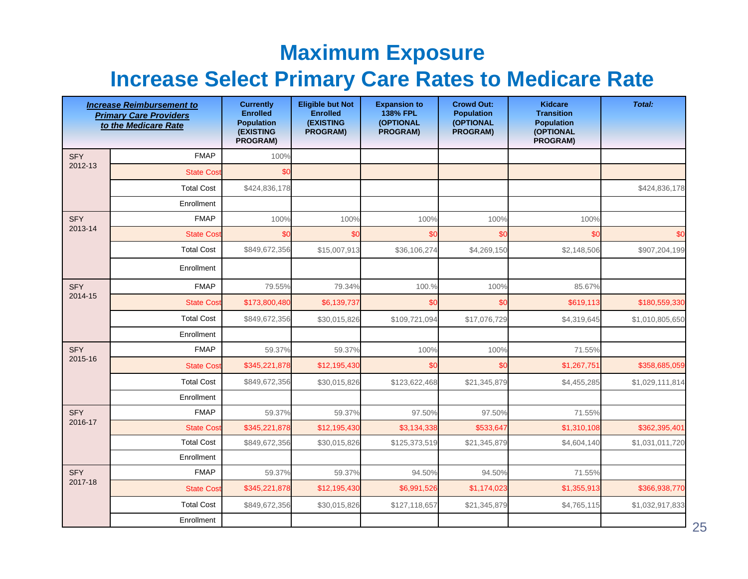# Maximum Exposure

## Increase Select Primary Care Rates to Medicare Rate

| ***Increase Reimbursement to Primary Care Providers to the Medicare Rate*** | | Currently Enrolled Population (EXISTING PROGRAM) | Eligible but Not Enrolled (EXISTING PROGRAM) | Expansion to 138% FPL (OPTIONAL PROGRAM) | Crowd Out: Population (OPTIONAL PROGRAM) | Kidcare Transition Population (OPTIONAL PROGRAM) | ***Total:*** |
|---|---|---|---|---|---|---|---|
| SFY 2012-13 | FMAP | 100% | | | | | |
| | State Cost | $0 | | | | | |
| | Total Cost | $424,836,178 | | | | | $424,836,178 |
| | Enrollment | | | | | | |
| SFY 2013-14 | FMAP | 100% | 100% | 100% | 100% | 100% | |
| | State Cost | $0 | $0 | $0 | $0 | $0 | $0 |
| | Total Cost | $849,672,356 | $15,007,913 | $36,106,274 | $4,269,150 | $2,148,506 | $907,204,199 |
| | Enrollment | | | | | | |
| SFY 2014-15 | FMAP | 79.55% | 79.34% | 100.% | 100% | 85.67% | |
| | State Cost | $173,800,480 | $6,139,737 | $0 | $0 | $619,113 | $180,559,330 |
| | Total Cost | $849,672,356 | $30,015,826 | $109,721,094 | $17,076,729 | $4,319,645 | $1,010,805,650 |
| | Enrollment | | | | | | |
| SFY 2015-16 | FMAP | 59.37% | 59.37% | 100% | 100% | 71.55% | |
| | State Cost | $345,221,878 | $12,195,430 | $0 | $0 | $1,267,751 | $358,685,059 |
| | Total Cost | $849,672,356 | $30,015,826 | $123,622,468 | $21,345,879 | $4,455,285 | $1,029,111,814 |
| | Enrollment | | | | | | |
| SFY 2016-17 | FMAP | 59.37% | 59.37% | 97.50% | 97.50% | 71.55% | |
| | State Cost | $345,221,878 | $12,195,430 | $3,134,338 | $533,647 | $1,310,108 | $362,395,401 |
| | Total Cost | $849,672,356 | $30,015,826 | $125,373,519 | $21,345,879 | $4,604,140 | $1,031,011,720 |
| | Enrollment | | | | | | |
| SFY 2017-18 | FMAP | 59.37% | 59.37% | 94.50% | 94.50% | 71.55% | |
| | State Cost | $345,221,878 | $12,195,430 | $6,991,526 | $1,174,023 | $1,355,913 | $366,938,770 |
| | Total Cost | $849,672,356 | $30,015,826 | $127,118,657 | $21,345,879 | $4,765,115 | $1,032,917,833 |
| | Enrollment | | | | | | |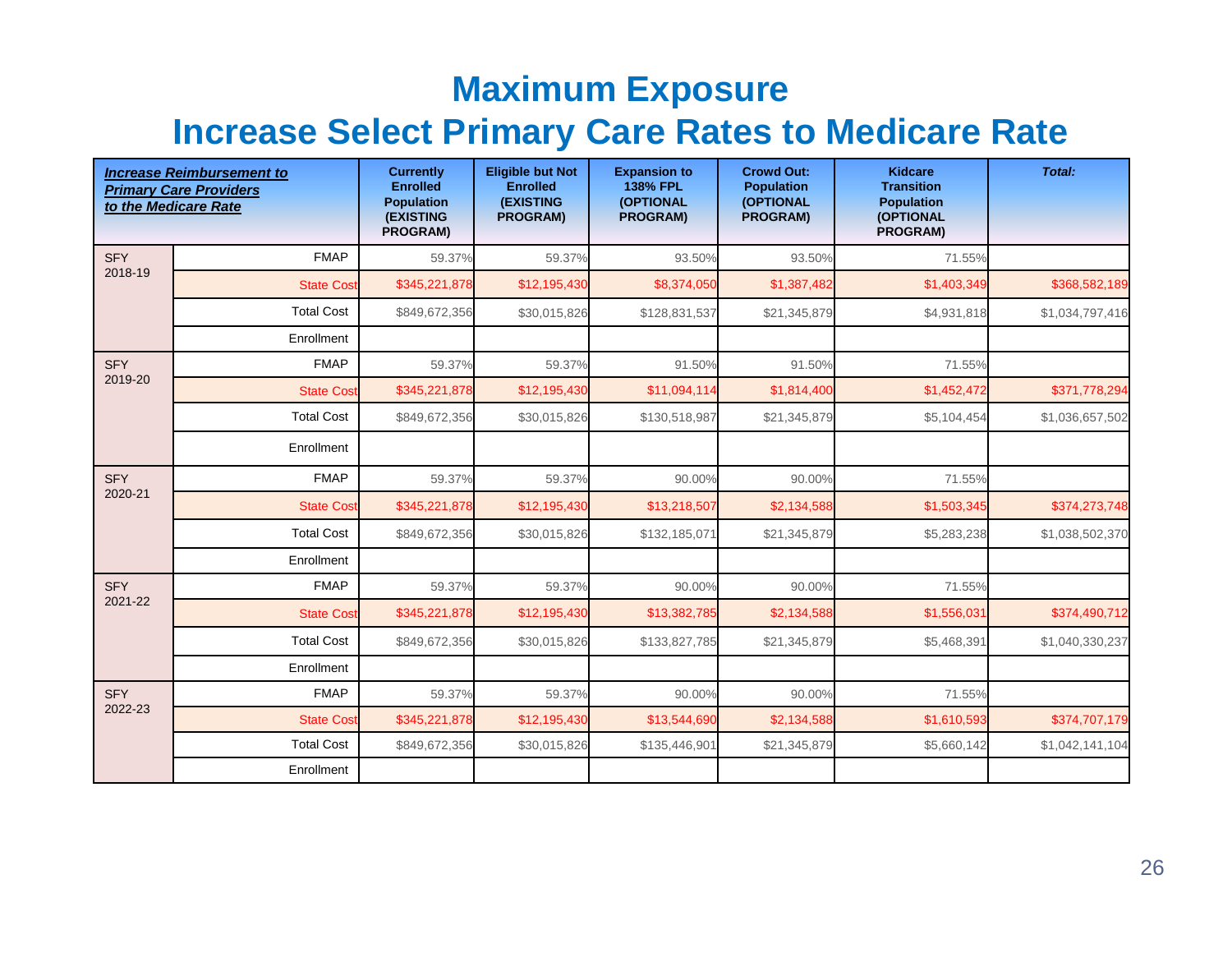# Maximum Exposure

# Increase Select Primary Care Rates to Medicare Rate

| ***Increase Reimbursement to Primary Care Providers to the Medicare Rate*** | | Currently Enrolled Population (EXISTING PROGRAM) | Eligible but Not Enrolled (EXISTING PROGRAM) | Expansion to 138% FPL (OPTIONAL PROGRAM) | Crowd Out: Population (OPTIONAL PROGRAM) | Kidcare Transition Population (OPTIONAL PROGRAM) | *Total:* |
|---|---|---|---|---|---|---|---|
| SFY 2018-19 | FMAP | 59.37% | 59.37% | 93.50% | 93.50% | 71.55% | |
| | State Cost | $345,221,878 | $12,195,430 | $8,374,050 | $1,387,482 | $1,403,349 | $368,582,189 |
| | Total Cost | $849,672,356 | $30,015,826 | $128,831,537 | $21,345,879 | $4,931,818 | $1,034,797,416 |
| | Enrollment | | | | | | |
| SFY 2019-20 | FMAP | 59.37% | 59.37% | 91.50% | 91.50% | 71.55% | |
| | State Cost | $345,221,878 | $12,195,430 | $11,094,114 | $1,814,400 | $1,452,472 | $371,778,294 |
| | Total Cost | $849,672,356 | $30,015,826 | $130,518,987 | $21,345,879 | $5,104,454 | $1,036,657,502 |
| | Enrollment | | | | | | |
| SFY 2020-21 | FMAP | 59.37% | 59.37% | 90.00% | 90.00% | 71.55% | |
| | State Cost | $345,221,878 | $12,195,430 | $13,218,507 | $2,134,588 | $1,503,345 | $374,273,748 |
| | Total Cost | $849,672,356 | $30,015,826 | $132,185,071 | $21,345,879 | $5,283,238 | $1,038,502,370 |
| | Enrollment | | | | | | |
| SFY 2021-22 | FMAP | 59.37% | 59.37% | 90.00% | 90.00% | 71.55% | |
| | State Cost | $345,221,878 | $12,195,430 | $13,382,785 | $2,134,588 | $1,556,031 | $374,490,712 |
| | Total Cost | $849,672,356 | $30,015,826 | $133,827,785 | $21,345,879 | $5,468,391 | $1,040,330,237 |
| | Enrollment | | | | | | |
| SFY 2022-23 | FMAP | 59.37% | 59.37% | 90.00% | 90.00% | 71.55% | |
| | State Cost | $345,221,878 | $12,195,430 | $13,544,690 | $2,134,588 | $1,610,593 | $374,707,179 |
| | Total Cost | $849,672,356 | $30,015,826 | $135,446,901 | $21,345,879 | $5,660,142 | $1,042,141,104 |
| | Enrollment | | | | | | |